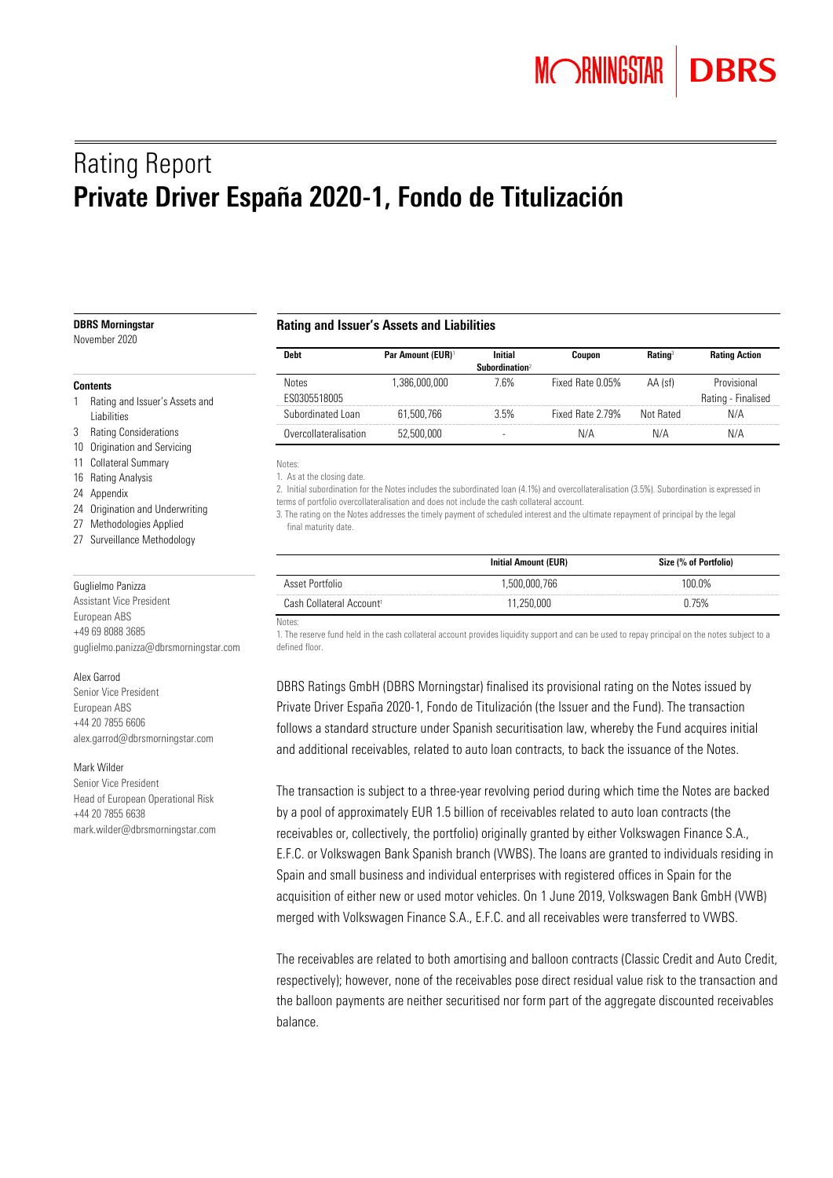# Rating Report

# Private Driver España 2020-1, Fondo de Titulización

**DBRS Morningstar**
November 2020

**Contents**

1 Rating and Issuer's Assets and Liabilities
3 Rating Considerations
10 Origination and Servicing
11 Collateral Summary
16 Rating Analysis
24 Appendix
24 Origination and Underwriting
27 Methodologies Applied
27 Surveillance Methodology

Guglielmo Panizza
Assistant Vice President
European ABS
+49 69 8088 3685
guglielmo.panizza@dbrsmorningstar.com

Alex Garrod
Senior Vice President
European ABS
+44 20 7855 6606
alex.garrod@dbrsmorningstar.com

Mark Wilder
Senior Vice President
Head of European Operational Risk
+44 20 7855 6638
mark.wilder@dbrsmorningstar.com

## Rating and Issuer's Assets and Liabilities

| Debt | Par Amount (EUR)[1] | Initial Subordination[2] | Coupon | Rating[3] | Rating Action |
|---|---|---|---|---|---|
| Notes ES0305518005 | 1,386,000,000 | 7.6% | Fixed Rate 0.05% | AA (sf) | Provisional Rating - Finalised |
| Subordinated Loan | 61,500,766 | 3.5% | Fixed Rate 2.79% | Not Rated | N/A |
| Overcollateralisation | 52,500,000 | - | N/A | N/A | N/A |

Notes:
1. As at the closing date.
2. Initial subordination for the Notes includes the subordinated loan (4.1%) and overcollateralisation (3.5%). Subordination is expressed in terms of portfolio overcollateralisation and does not include the cash collateral account.
3. The rating on the Notes addresses the timely payment of scheduled interest and the ultimate repayment of principal by the legal final maturity date.

| | Initial Amount (EUR) | Size (% of Portfolio) |
|---|---|---|
| Asset Portfolio | 1,500,000,766 | 100.0% |
| Cash Collateral Account[1] | 11,250,000 | 0.75% |

Notes:
1. The reserve fund held in the cash collateral account provides liquidity support and can be used to repay principal on the notes subject to a defined floor.

DBRS Ratings GmbH (DBRS Morningstar) finalised its provisional rating on the Notes issued by Private Driver España 2020-1, Fondo de Titulización (the Issuer and the Fund). The transaction follows a standard structure under Spanish securitisation law, whereby the Fund acquires initial and additional receivables, related to auto loan contracts, to back the issuance of the Notes.

The transaction is subject to a three-year revolving period during which time the Notes are backed by a pool of approximately EUR 1.5 billion of receivables related to auto loan contracts (the receivables or, collectively, the portfolio) originally granted by either Volkswagen Finance S.A., E.F.C. or Volkswagen Bank Spanish branch (VWBS). The loans are granted to individuals residing in Spain and small business and individual enterprises with registered offices in Spain for the acquisition of either new or used motor vehicles. On 1 June 2019, Volkswagen Bank GmbH (VWB) merged with Volkswagen Finance S.A., E.F.C. and all receivables were transferred to VWBS.

The receivables are related to both amortising and balloon contracts (Classic Credit and Auto Credit, respectively); however, none of the receivables pose direct residual value risk to the transaction and the balloon payments are neither securitised nor form part of the aggregate discounted receivables balance.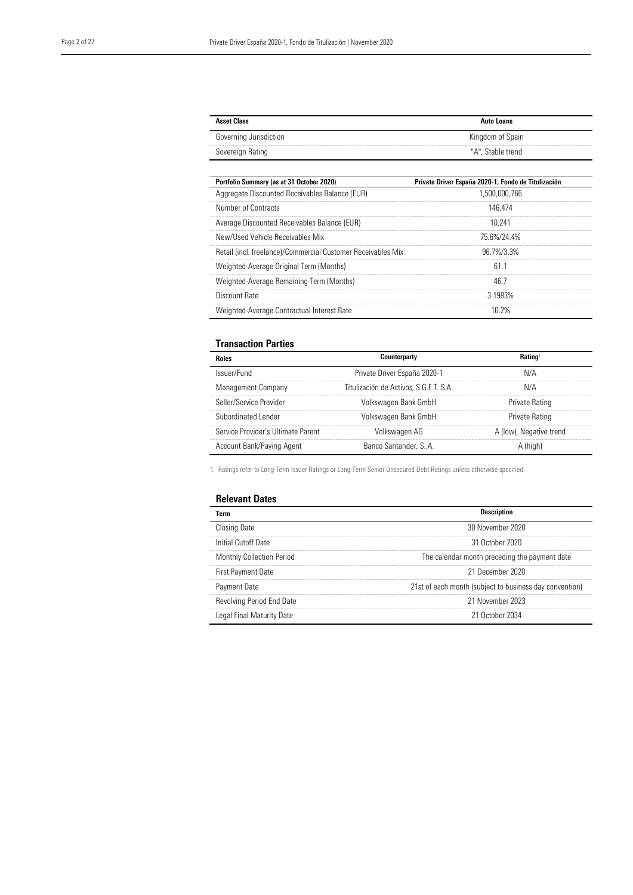| Asset Class | Auto Loans |
|---|---|
| Governing Jurisdiction | Kingdom of Spain |
| Sovereign Rating | "A", Stable trend |

| Portfolio Summary (as at 31 October 2020) | Private Driver España 2020-1, Fondo de Titulización |
|---|---|
| Aggregate Discounted Receivables Balance (EUR) | 1,500,000,766 |
| Number of Contracts | 146,474 |
| Average Discounted Receivables Balance (EUR) | 10,241 |
| New/Used Vehicle Receivables Mix | 75.6%/24.4% |
| Retail (incl. freelance)/Commercial Customer Receivables Mix | 96.7%/3.3% |
| Weighted-Average Original Term (Months) | 61.1 |
| Weighted-Average Remaining Term (Months) | 46.7 |
| Discount Rate | 3.1983% |
| Weighted-Average Contractual Interest Rate | 10.2% |

## Transaction Parties

| Roles | Counterparty | Rating[1] |
|---|---|---|
| Issuer/Fund | Private Driver España 2020-1 | N/A |
| Management Company | Titulización de Activos, S.G.F.T. S.A. | N/A |
| Seller/Service Provider | Volkswagen Bank GmbH | Private Rating |
| Subordinated Lender | Volkswagen Bank GmbH | Private Rating |
| Service Provider's Ultimate Parent | Volkswagen AG | A (low), Negative trend |
| Account Bank/Paying Agent | Banco Santander, S..A. | A (high) |

1. Ratings refer to Long-Term Issuer Ratings or Long-Term Senior Unsecured Debt Ratings unless otherwise specified.

## Relevant Dates

| Term | Description |
|---|---|
| Closing Date | 30 November 2020 |
| Initial Cutoff Date | 31 October 2020 |
| Monthly Collection Period | The calendar month preceding the payment date |
| First Payment Date | 21 December 2020 |
| Payment Date | 21st of each month (subject to business day convention) |
| Revolving Period End Date | 21 November 2023 |
| Legal Final Maturity Date | 21 October 2034 |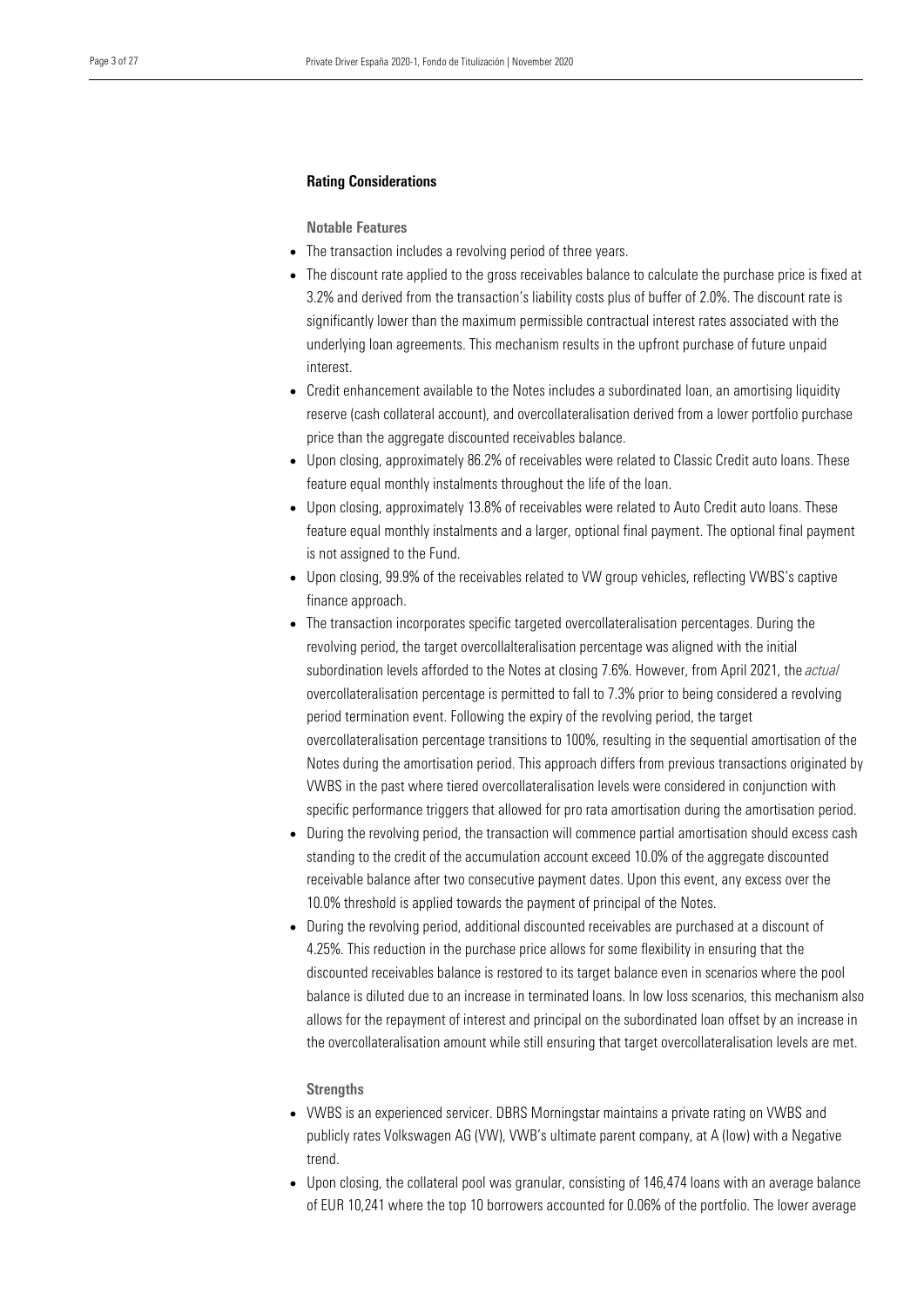## Rating Considerations

### Notable Features

- The transaction includes a revolving period of three years.
- The discount rate applied to the gross receivables balance to calculate the purchase price is fixed at 3.2% and derived from the transaction's liability costs plus of buffer of 2.0%. The discount rate is significantly lower than the maximum permissible contractual interest rates associated with the underlying loan agreements. This mechanism results in the upfront purchase of future unpaid interest.
- Credit enhancement available to the Notes includes a subordinated loan, an amortising liquidity reserve (cash collateral account), and overcollateralisation derived from a lower portfolio purchase price than the aggregate discounted receivables balance.
- Upon closing, approximately 86.2% of receivables were related to Classic Credit auto loans. These feature equal monthly instalments throughout the life of the loan.
- Upon closing, approximately 13.8% of receivables were related to Auto Credit auto loans. These feature equal monthly instalments and a larger, optional final payment. The optional final payment is not assigned to the Fund.
- Upon closing, 99.9% of the receivables related to VW group vehicles, reflecting VWBS's captive finance approach.
- The transaction incorporates specific targeted overcollateralisation percentages. During the revolving period, the target overcollalteralisation percentage was aligned with the initial subordination levels afforded to the Notes at closing 7.6%. However, from April 2021, the *actual* overcollateralisation percentage is permitted to fall to 7.3% prior to being considered a revolving period termination event. Following the expiry of the revolving period, the target overcollateralisation percentage transitions to 100%, resulting in the sequential amortisation of the Notes during the amortisation period. This approach differs from previous transactions originated by VWBS in the past where tiered overcollateralisation levels were considered in conjunction with specific performance triggers that allowed for pro rata amortisation during the amortisation period.
- During the revolving period, the transaction will commence partial amortisation should excess cash standing to the credit of the accumulation account exceed 10.0% of the aggregate discounted receivable balance after two consecutive payment dates. Upon this event, any excess over the 10.0% threshold is applied towards the payment of principal of the Notes.
- During the revolving period, additional discounted receivables are purchased at a discount of 4.25%. This reduction in the purchase price allows for some flexibility in ensuring that the discounted receivables balance is restored to its target balance even in scenarios where the pool balance is diluted due to an increase in terminated loans. In low loss scenarios, this mechanism also allows for the repayment of interest and principal on the subordinated loan offset by an increase in the overcollateralisation amount while still ensuring that target overcollateralisation levels are met.

### Strengths

- VWBS is an experienced servicer. DBRS Morningstar maintains a private rating on VWBS and publicly rates Volkswagen AG (VW), VWB's ultimate parent company, at A (low) with a Negative trend.
- Upon closing, the collateral pool was granular, consisting of 146,474 loans with an average balance of EUR 10,241 where the top 10 borrowers accounted for 0.06% of the portfolio. The lower average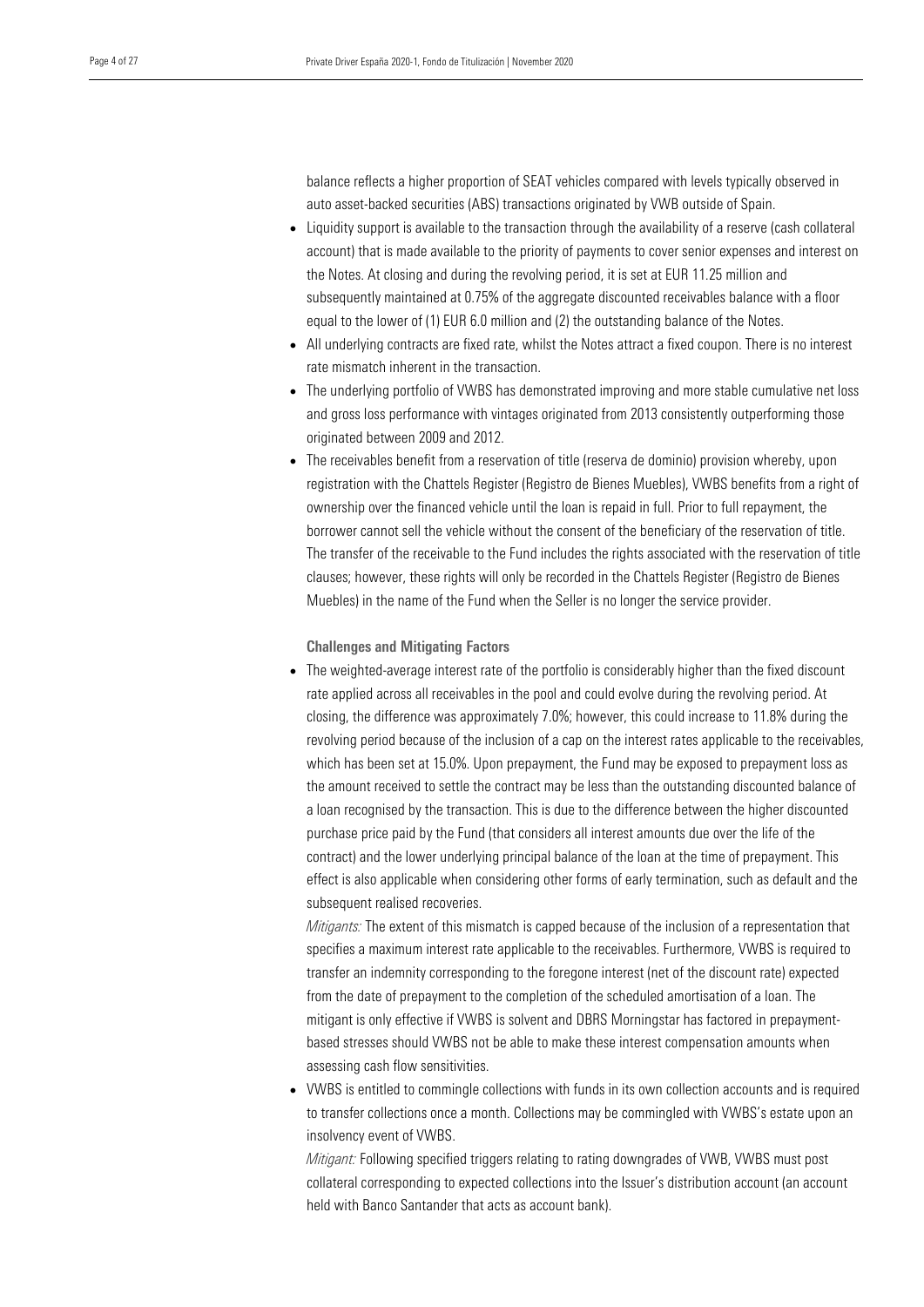balance reflects a higher proportion of SEAT vehicles compared with levels typically observed in auto asset-backed securities (ABS) transactions originated by VWB outside of Spain.

- Liquidity support is available to the transaction through the availability of a reserve (cash collateral account) that is made available to the priority of payments to cover senior expenses and interest on the Notes. At closing and during the revolving period, it is set at EUR 11.25 million and subsequently maintained at 0.75% of the aggregate discounted receivables balance with a floor equal to the lower of (1) EUR 6.0 million and (2) the outstanding balance of the Notes.
- All underlying contracts are fixed rate, whilst the Notes attract a fixed coupon. There is no interest rate mismatch inherent in the transaction.
- The underlying portfolio of VWBS has demonstrated improving and more stable cumulative net loss and gross loss performance with vintages originated from 2013 consistently outperforming those originated between 2009 and 2012.
- The receivables benefit from a reservation of title (reserva de dominio) provision whereby, upon registration with the Chattels Register (Registro de Bienes Muebles), VWBS benefits from a right of ownership over the financed vehicle until the loan is repaid in full. Prior to full repayment, the borrower cannot sell the vehicle without the consent of the beneficiary of the reservation of title. The transfer of the receivable to the Fund includes the rights associated with the reservation of title clauses; however, these rights will only be recorded in the Chattels Register (Registro de Bienes Muebles) in the name of the Fund when the Seller is no longer the service provider.

**Challenges and Mitigating Factors**

- The weighted-average interest rate of the portfolio is considerably higher than the fixed discount rate applied across all receivables in the pool and could evolve during the revolving period. At closing, the difference was approximately 7.0%; however, this could increase to 11.8% during the revolving period because of the inclusion of a cap on the interest rates applicable to the receivables, which has been set at 15.0%. Upon prepayment, the Fund may be exposed to prepayment loss as the amount received to settle the contract may be less than the outstanding discounted balance of a loan recognised by the transaction. This is due to the difference between the higher discounted purchase price paid by the Fund (that considers all interest amounts due over the life of the contract) and the lower underlying principal balance of the loan at the time of prepayment. This effect is also applicable when considering other forms of early termination, such as default and the subsequent realised recoveries.

  *Mitigants:* The extent of this mismatch is capped because of the inclusion of a representation that specifies a maximum interest rate applicable to the receivables. Furthermore, VWBS is required to transfer an indemnity corresponding to the foregone interest (net of the discount rate) expected from the date of prepayment to the completion of the scheduled amortisation of a loan. The mitigant is only effective if VWBS is solvent and DBRS Morningstar has factored in prepayment-based stresses should VWBS not be able to make these interest compensation amounts when assessing cash flow sensitivities.

- VWBS is entitled to commingle collections with funds in its own collection accounts and is required to transfer collections once a month. Collections may be commingled with VWBS's estate upon an insolvency event of VWBS.

  *Mitigant:* Following specified triggers relating to rating downgrades of VWB, VWBS must post collateral corresponding to expected collections into the Issuer's distribution account (an account held with Banco Santander that acts as account bank).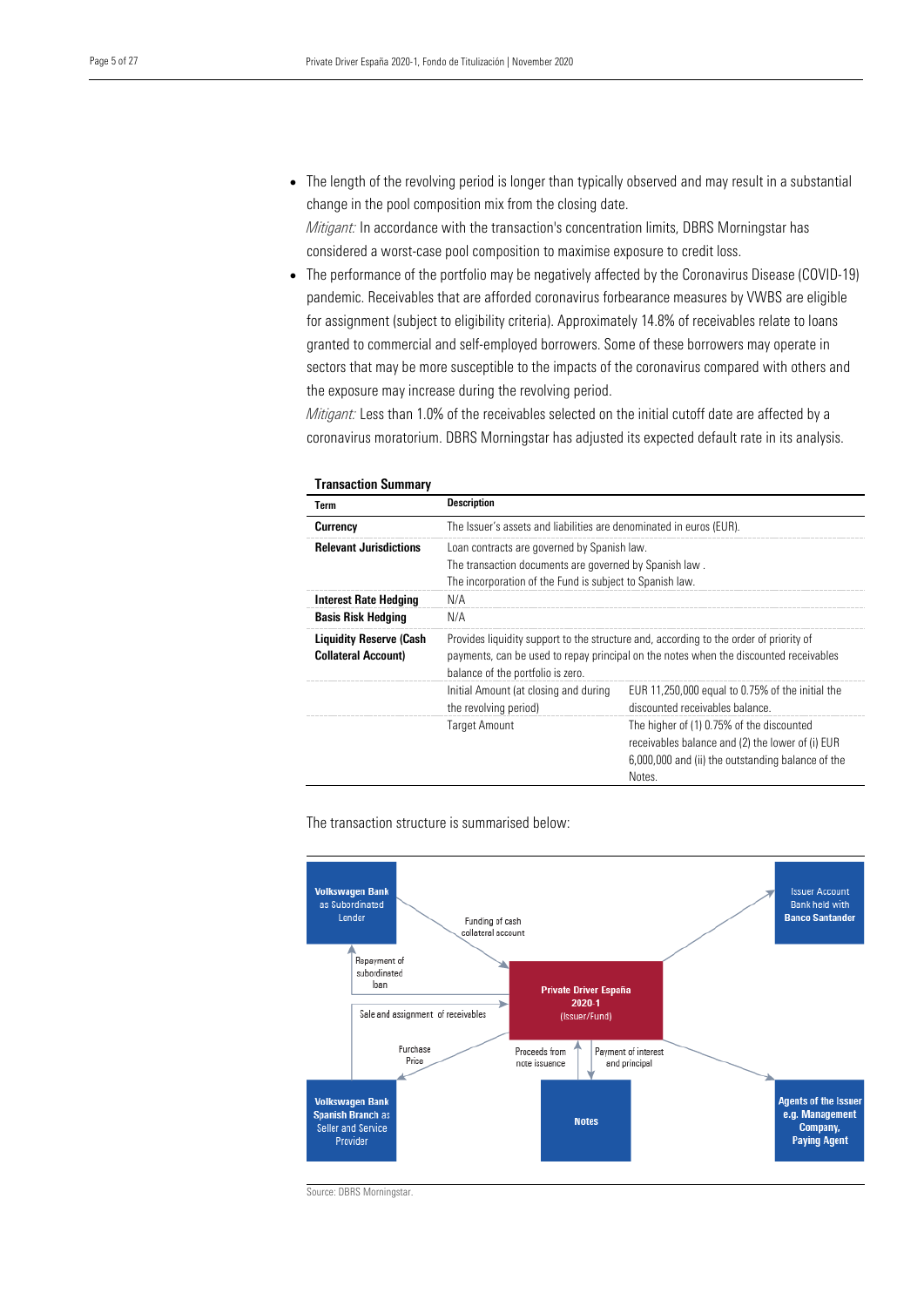- The length of the revolving period is longer than typically observed and may result in a substantial change in the pool composition mix from the closing date.
  *Mitigant:* In accordance with the transaction's concentration limits, DBRS Morningstar has considered a worst-case pool composition to maximise exposure to credit loss.
- The performance of the portfolio may be negatively affected by the Coronavirus Disease (COVID-19) pandemic. Receivables that are afforded coronavirus forbearance measures by VWBS are eligible for assignment (subject to eligibility criteria). Approximately 14.8% of receivables relate to loans granted to commercial and self-employed borrowers. Some of these borrowers may operate in sectors that may be more susceptible to the impacts of the coronavirus compared with others and the exposure may increase during the revolving period.
  *Mitigant:* Less than 1.0% of the receivables selected on the initial cutoff date are affected by a coronavirus moratorium. DBRS Morningstar has adjusted its expected default rate in its analysis.

**Transaction Summary**

| Term | Description | |
|---|---|---|
| **Currency** | The Issuer's assets and liabilities are denominated in euros (EUR). | |
| **Relevant Jurisdictions** | Loan contracts are governed by Spanish law.<br>The transaction documents are governed by Spanish law .<br>The incorporation of the Fund is subject to Spanish law. | |
| **Interest Rate Hedging** | N/A | |
| **Basis Risk Hedging** | N/A | |
| **Liquidity Reserve (Cash Collateral Account)** | Provides liquidity support to the structure and, according to the order of priority of payments, can be used to repay principal on the notes when the discounted receivables balance of the portfolio is zero. | |
| | Initial Amount (at closing and during the revolving period) | EUR 11,250,000 equal to 0.75% of the initial the discounted receivables balance. |
| | Target Amount | The higher of (1) 0.75% of the discounted receivables balance and (2) the lower of (i) EUR 6,000,000 and (ii) the outstanding balance of the Notes. |

The transaction structure is summarised below:

Volkswagen Bank as Subordinated Lender — Funding of cash collateral account → Private Driver España 2020-1 (Issuer/Fund)

Private Driver España 2020-1 (Issuer/Fund) — Repayment of subordinated loan → Volkswagen Bank as Subordinated Lender

Volkswagen Bank Spanish Branch as Seller and Service Provider — Sale and assignment of receivables → Private Driver España 2020-1 (Issuer/Fund)

Private Driver España 2020-1 (Issuer/Fund) — Purchase Price → Volkswagen Bank Spanish Branch as Seller and Service Provider

Notes — Proceeds from note issuance → Private Driver España 2020-1 (Issuer/Fund)

Private Driver España 2020-1 (Issuer/Fund) — Payment of interest and principal → Notes

Private Driver España 2020-1 (Issuer/Fund) → Issuer Account Bank held with Banco Santander

Private Driver España 2020-1 (Issuer/Fund) → Agents of the Issuer e.g. Management Company, Paying Agent

Source: DBRS Morningstar.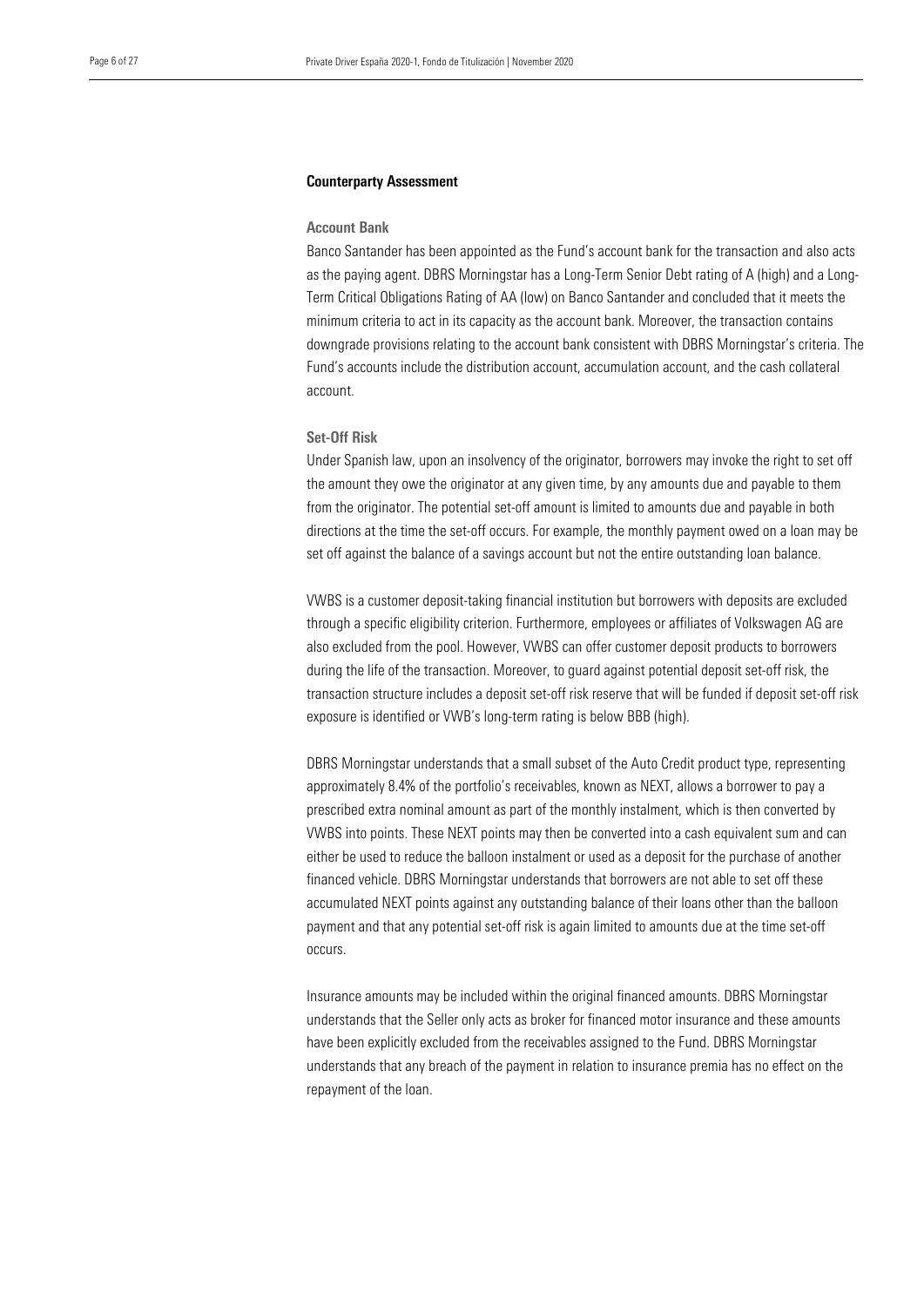## Counterparty Assessment

### Account Bank

Banco Santander has been appointed as the Fund's account bank for the transaction and also acts as the paying agent. DBRS Morningstar has a Long-Term Senior Debt rating of A (high) and a Long-Term Critical Obligations Rating of AA (low) on Banco Santander and concluded that it meets the minimum criteria to act in its capacity as the account bank. Moreover, the transaction contains downgrade provisions relating to the account bank consistent with DBRS Morningstar's criteria. The Fund's accounts include the distribution account, accumulation account, and the cash collateral account.

### Set-Off Risk

Under Spanish law, upon an insolvency of the originator, borrowers may invoke the right to set off the amount they owe the originator at any given time, by any amounts due and payable to them from the originator. The potential set-off amount is limited to amounts due and payable in both directions at the time the set-off occurs. For example, the monthly payment owed on a loan may be set off against the balance of a savings account but not the entire outstanding loan balance.

VWBS is a customer deposit-taking financial institution but borrowers with deposits are excluded through a specific eligibility criterion. Furthermore, employees or affiliates of Volkswagen AG are also excluded from the pool. However, VWBS can offer customer deposit products to borrowers during the life of the transaction. Moreover, to guard against potential deposit set-off risk, the transaction structure includes a deposit set-off risk reserve that will be funded if deposit set-off risk exposure is identified or VWB's long-term rating is below BBB (high).

DBRS Morningstar understands that a small subset of the Auto Credit product type, representing approximately 8.4% of the portfolio's receivables, known as NEXT, allows a borrower to pay a prescribed extra nominal amount as part of the monthly instalment, which is then converted by VWBS into points. These NEXT points may then be converted into a cash equivalent sum and can either be used to reduce the balloon instalment or used as a deposit for the purchase of another financed vehicle. DBRS Morningstar understands that borrowers are not able to set off these accumulated NEXT points against any outstanding balance of their loans other than the balloon payment and that any potential set-off risk is again limited to amounts due at the time set-off occurs.

Insurance amounts may be included within the original financed amounts. DBRS Morningstar understands that the Seller only acts as broker for financed motor insurance and these amounts have been explicitly excluded from the receivables assigned to the Fund. DBRS Morningstar understands that any breach of the payment in relation to insurance premia has no effect on the repayment of the loan.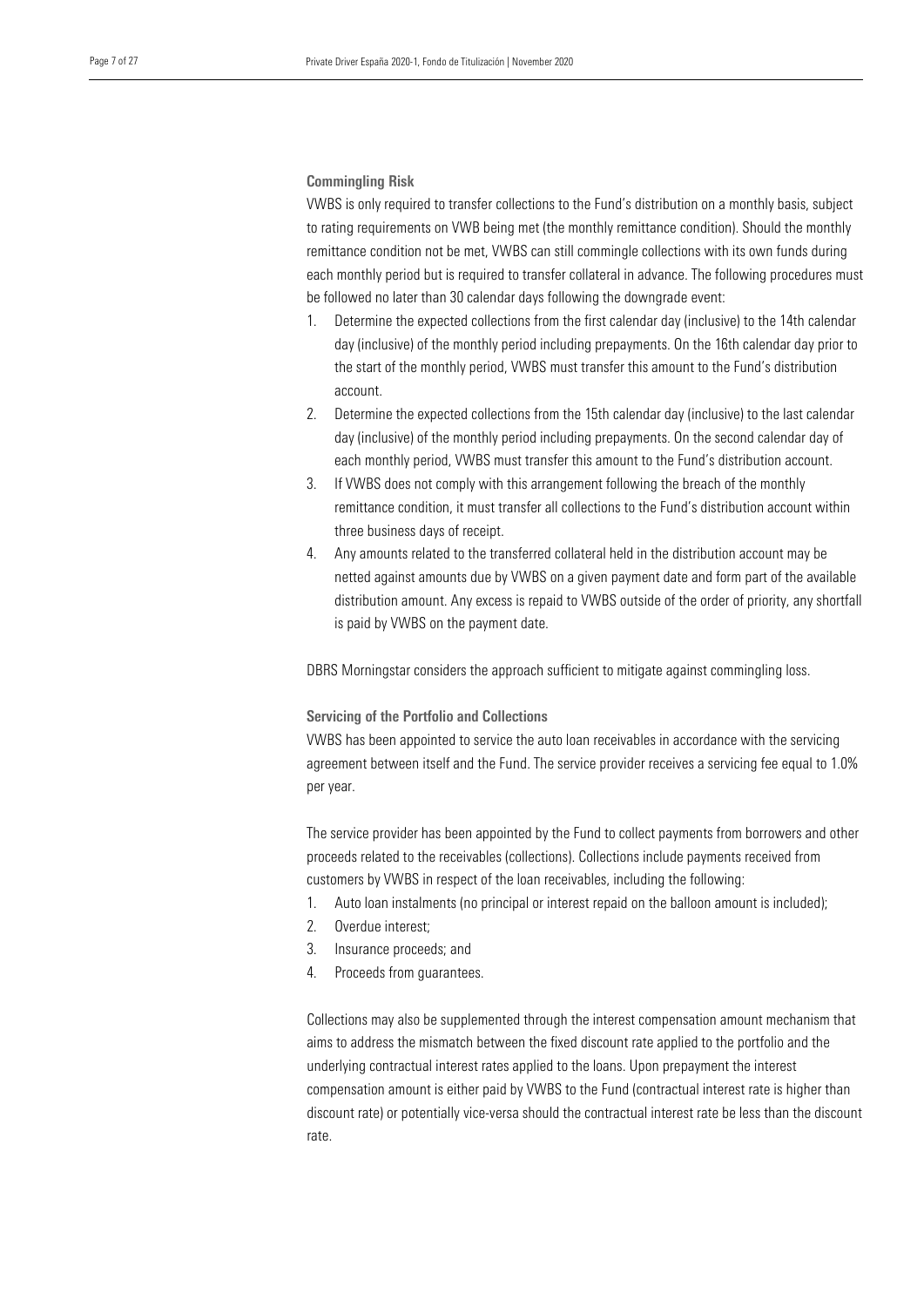### Commingling Risk

VWBS is only required to transfer collections to the Fund's distribution on a monthly basis, subject to rating requirements on VWB being met (the monthly remittance condition). Should the monthly remittance condition not be met, VWBS can still commingle collections with its own funds during each monthly period but is required to transfer collateral in advance. The following procedures must be followed no later than 30 calendar days following the downgrade event:

1. Determine the expected collections from the first calendar day (inclusive) to the 14th calendar day (inclusive) of the monthly period including prepayments. On the 16th calendar day prior to the start of the monthly period, VWBS must transfer this amount to the Fund's distribution account.
2. Determine the expected collections from the 15th calendar day (inclusive) to the last calendar day (inclusive) of the monthly period including prepayments. On the second calendar day of each monthly period, VWBS must transfer this amount to the Fund's distribution account.
3. If VWBS does not comply with this arrangement following the breach of the monthly remittance condition, it must transfer all collections to the Fund's distribution account within three business days of receipt.
4. Any amounts related to the transferred collateral held in the distribution account may be netted against amounts due by VWBS on a given payment date and form part of the available distribution amount. Any excess is repaid to VWBS outside of the order of priority, any shortfall is paid by VWBS on the payment date.

DBRS Morningstar considers the approach sufficient to mitigate against commingling loss.

### Servicing of the Portfolio and Collections

VWBS has been appointed to service the auto loan receivables in accordance with the servicing agreement between itself and the Fund. The service provider receives a servicing fee equal to 1.0% per year.

The service provider has been appointed by the Fund to collect payments from borrowers and other proceeds related to the receivables (collections). Collections include payments received from customers by VWBS in respect of the loan receivables, including the following:

1. Auto loan instalments (no principal or interest repaid on the balloon amount is included);
2. Overdue interest;
3. Insurance proceeds; and
4. Proceeds from guarantees.

Collections may also be supplemented through the interest compensation amount mechanism that aims to address the mismatch between the fixed discount rate applied to the portfolio and the underlying contractual interest rates applied to the loans. Upon prepayment the interest compensation amount is either paid by VWBS to the Fund (contractual interest rate is higher than discount rate) or potentially vice-versa should the contractual interest rate be less than the discount rate.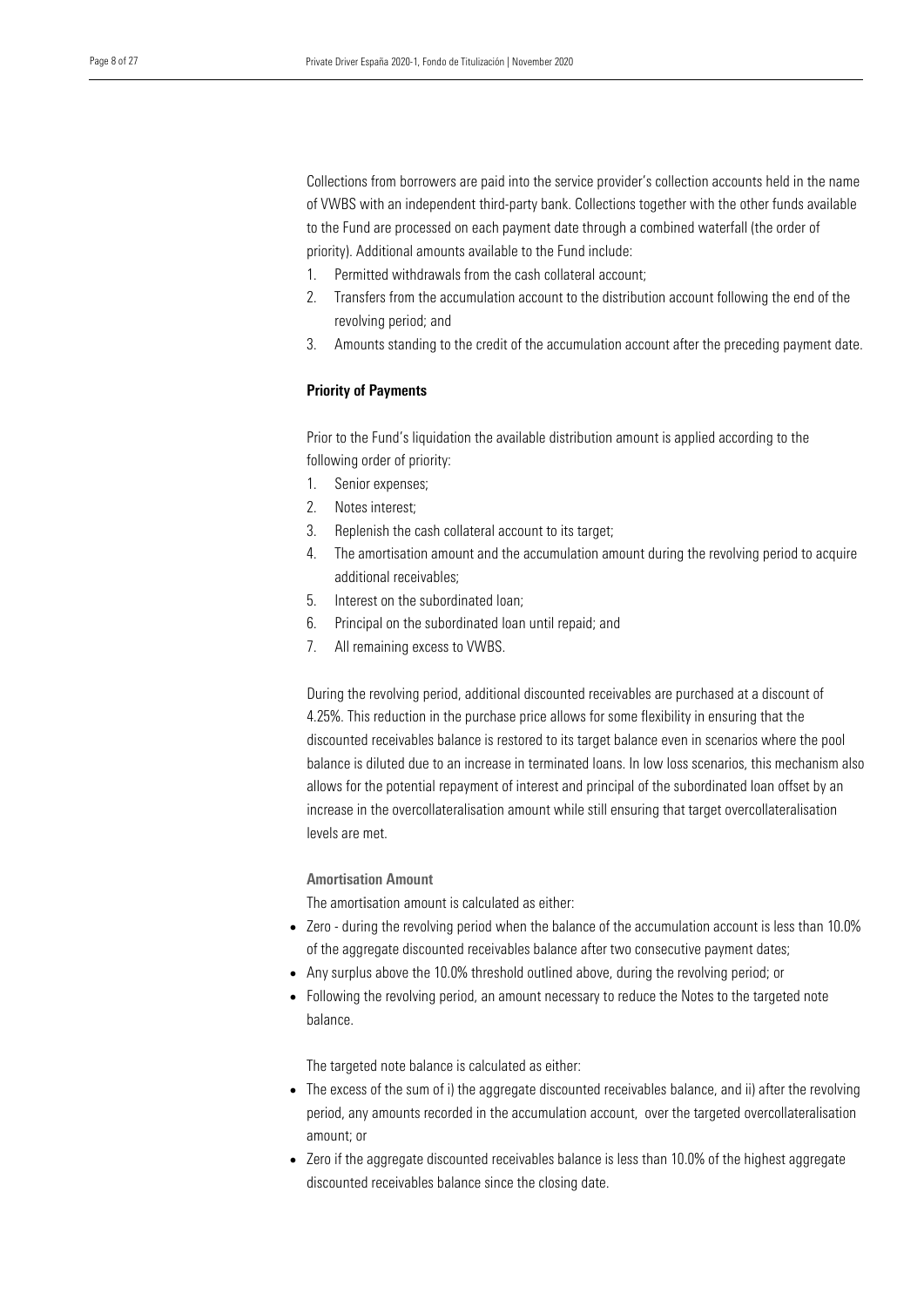Collections from borrowers are paid into the service provider's collection accounts held in the name of VWBS with an independent third-party bank. Collections together with the other funds available to the Fund are processed on each payment date through a combined waterfall (the order of priority). Additional amounts available to the Fund include:

1. Permitted withdrawals from the cash collateral account;
2. Transfers from the accumulation account to the distribution account following the end of the revolving period; and
3. Amounts standing to the credit of the accumulation account after the preceding payment date.

**Priority of Payments**

Prior to the Fund's liquidation the available distribution amount is applied according to the following order of priority:

1. Senior expenses;
2. Notes interest;
3. Replenish the cash collateral account to its target;
4. The amortisation amount and the accumulation amount during the revolving period to acquire additional receivables;
5. Interest on the subordinated loan;
6. Principal on the subordinated loan until repaid; and
7. All remaining excess to VWBS.

During the revolving period, additional discounted receivables are purchased at a discount of 4.25%. This reduction in the purchase price allows for some flexibility in ensuring that the discounted receivables balance is restored to its target balance even in scenarios where the pool balance is diluted due to an increase in terminated loans. In low loss scenarios, this mechanism also allows for the potential repayment of interest and principal of the subordinated loan offset by an increase in the overcollateralisation amount while still ensuring that target overcollateralisation levels are met.

**Amortisation Amount**

The amortisation amount is calculated as either:

- Zero - during the revolving period when the balance of the accumulation account is less than 10.0% of the aggregate discounted receivables balance after two consecutive payment dates;
- Any surplus above the 10.0% threshold outlined above, during the revolving period; or
- Following the revolving period, an amount necessary to reduce the Notes to the targeted note balance.

The targeted note balance is calculated as either:

- The excess of the sum of i) the aggregate discounted receivables balance, and ii) after the revolving period, any amounts recorded in the accumulation account, over the targeted overcollateralisation amount; or
- Zero if the aggregate discounted receivables balance is less than 10.0% of the highest aggregate discounted receivables balance since the closing date.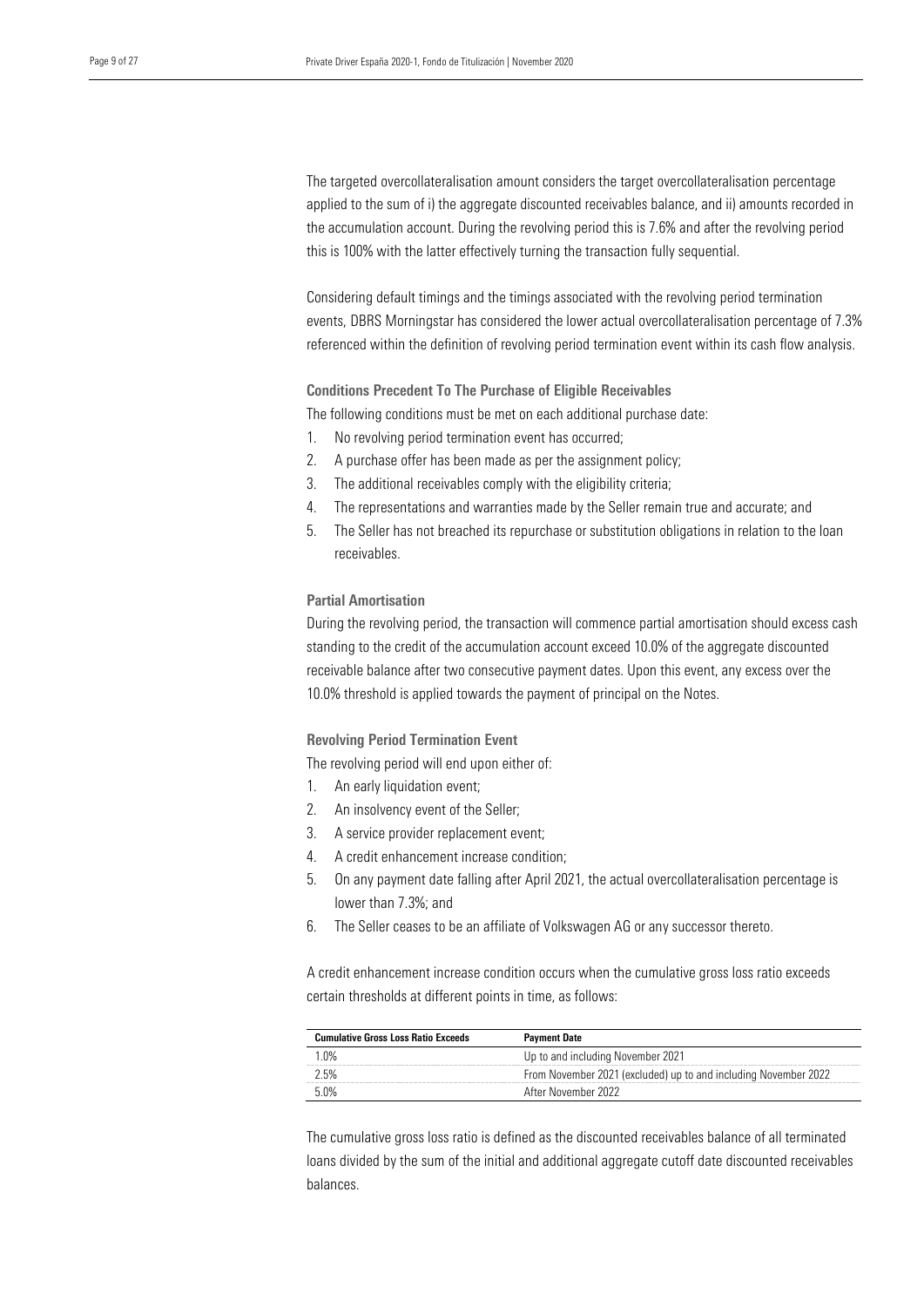The targeted overcollateralisation amount considers the target overcollateralisation percentage applied to the sum of i) the aggregate discounted receivables balance, and ii) amounts recorded in the accumulation account. During the revolving period this is 7.6% and after the revolving period this is 100% with the latter effectively turning the transaction fully sequential.

Considering default timings and the timings associated with the revolving period termination events, DBRS Morningstar has considered the lower actual overcollateralisation percentage of 7.3% referenced within the definition of revolving period termination event within its cash flow analysis.

### Conditions Precedent To The Purchase of Eligible Receivables

The following conditions must be met on each additional purchase date:

1. No revolving period termination event has occurred;
2. A purchase offer has been made as per the assignment policy;
3. The additional receivables comply with the eligibility criteria;
4. The representations and warranties made by the Seller remain true and accurate; and
5. The Seller has not breached its repurchase or substitution obligations in relation to the loan receivables.

### Partial Amortisation

During the revolving period, the transaction will commence partial amortisation should excess cash standing to the credit of the accumulation account exceed 10.0% of the aggregate discounted receivable balance after two consecutive payment dates. Upon this event, any excess over the 10.0% threshold is applied towards the payment of principal on the Notes.

### Revolving Period Termination Event

The revolving period will end upon either of:

1. An early liquidation event;
2. An insolvency event of the Seller;
3. A service provider replacement event;
4. A credit enhancement increase condition;
5. On any payment date falling after April 2021, the actual overcollateralisation percentage is lower than 7.3%; and
6. The Seller ceases to be an affiliate of Volkswagen AG or any successor thereto.

A credit enhancement increase condition occurs when the cumulative gross loss ratio exceeds certain thresholds at different points in time, as follows:

| Cumulative Gross Loss Ratio Exceeds | Payment Date |
|---|---|
| 1.0% | Up to and including November 2021 |
| 2.5% | From November 2021 (excluded) up to and including November 2022 |
| 5.0% | After November 2022 |

The cumulative gross loss ratio is defined as the discounted receivables balance of all terminated loans divided by the sum of the initial and additional aggregate cutoff date discounted receivables balances.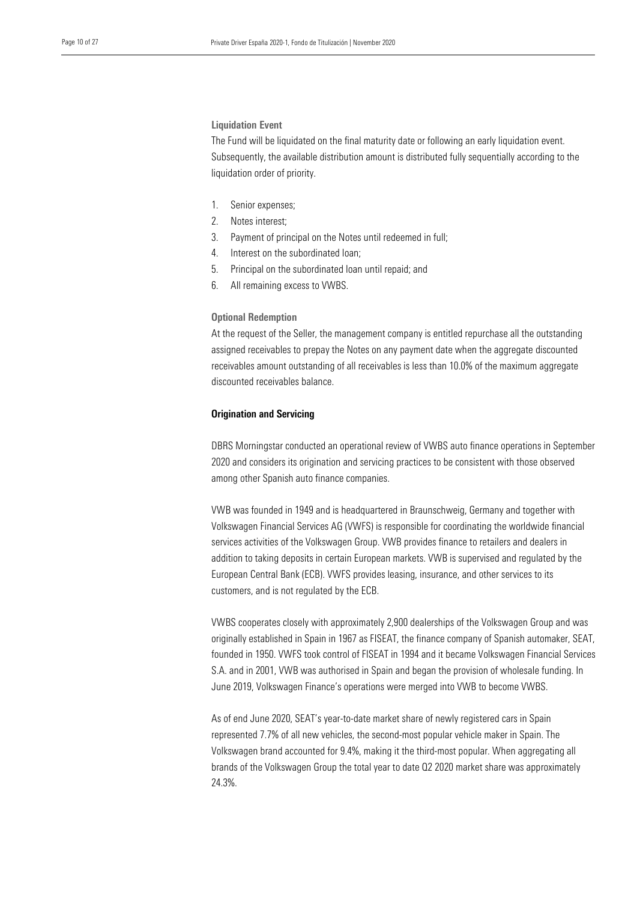#### Liquidation Event

The Fund will be liquidated on the final maturity date or following an early liquidation event. Subsequently, the available distribution amount is distributed fully sequentially according to the liquidation order of priority.

1. Senior expenses;
2. Notes interest;
3. Payment of principal on the Notes until redeemed in full;
4. Interest on the subordinated loan;
5. Principal on the subordinated loan until repaid; and
6. All remaining excess to VWBS.

#### Optional Redemption

At the request of the Seller, the management company is entitled repurchase all the outstanding assigned receivables to prepay the Notes on any payment date when the aggregate discounted receivables amount outstanding of all receivables is less than 10.0% of the maximum aggregate discounted receivables balance.

### Origination and Servicing

DBRS Morningstar conducted an operational review of VWBS auto finance operations in September 2020 and considers its origination and servicing practices to be consistent with those observed among other Spanish auto finance companies.

VWB was founded in 1949 and is headquartered in Braunschweig, Germany and together with Volkswagen Financial Services AG (VWFS) is responsible for coordinating the worldwide financial services activities of the Volkswagen Group. VWB provides finance to retailers and dealers in addition to taking deposits in certain European markets. VWB is supervised and regulated by the European Central Bank (ECB). VWFS provides leasing, insurance, and other services to its customers, and is not regulated by the ECB.

VWBS cooperates closely with approximately 2,900 dealerships of the Volkswagen Group and was originally established in Spain in 1967 as FISEAT, the finance company of Spanish automaker, SEAT, founded in 1950. VWFS took control of FISEAT in 1994 and it became Volkswagen Financial Services S.A. and in 2001, VWB was authorised in Spain and began the provision of wholesale funding. In June 2019, Volkswagen Finance's operations were merged into VWB to become VWBS.

As of end June 2020, SEAT's year-to-date market share of newly registered cars in Spain represented 7.7% of all new vehicles, the second-most popular vehicle maker in Spain. The Volkswagen brand accounted for 9.4%, making it the third-most popular. When aggregating all brands of the Volkswagen Group the total year to date Q2 2020 market share was approximately 24.3%.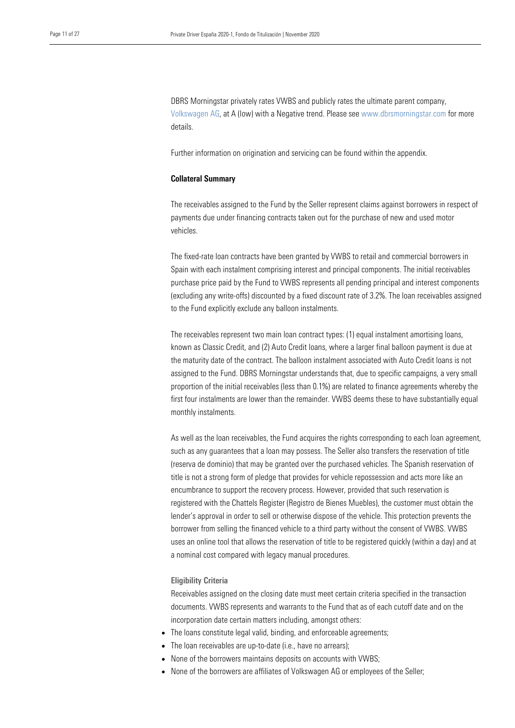DBRS Morningstar privately rates VWBS and publicly rates the ultimate parent company, Volkswagen AG, at A (low) with a Negative trend. Please see www.dbrsmorningstar.com for more details.

Further information on origination and servicing can be found within the appendix.

## Collateral Summary

The receivables assigned to the Fund by the Seller represent claims against borrowers in respect of payments due under financing contracts taken out for the purchase of new and used motor vehicles.

The fixed-rate loan contracts have been granted by VWBS to retail and commercial borrowers in Spain with each instalment comprising interest and principal components. The initial receivables purchase price paid by the Fund to VWBS represents all pending principal and interest components (excluding any write-offs) discounted by a fixed discount rate of 3.2%. The loan receivables assigned to the Fund explicitly exclude any balloon instalments.

The receivables represent two main loan contract types: (1) equal instalment amortising loans, known as Classic Credit, and (2) Auto Credit loans, where a larger final balloon payment is due at the maturity date of the contract. The balloon instalment associated with Auto Credit loans is not assigned to the Fund. DBRS Morningstar understands that, due to specific campaigns, a very small proportion of the initial receivables (less than 0.1%) are related to finance agreements whereby the first four instalments are lower than the remainder. VWBS deems these to have substantially equal monthly instalments.

As well as the loan receivables, the Fund acquires the rights corresponding to each loan agreement, such as any guarantees that a loan may possess. The Seller also transfers the reservation of title (reserva de dominio) that may be granted over the purchased vehicles. The Spanish reservation of title is not a strong form of pledge that provides for vehicle repossession and acts more like an encumbrance to support the recovery process. However, provided that such reservation is registered with the Chattels Register (Registro de Bienes Muebles), the customer must obtain the lender's approval in order to sell or otherwise dispose of the vehicle. This protection prevents the borrower from selling the financed vehicle to a third party without the consent of VWBS. VWBS uses an online tool that allows the reservation of title to be registered quickly (within a day) and at a nominal cost compared with legacy manual procedures.

### Eligibility Criteria

Receivables assigned on the closing date must meet certain criteria specified in the transaction documents. VWBS represents and warrants to the Fund that as of each cutoff date and on the incorporation date certain matters including, amongst others:

- The loans constitute legal valid, binding, and enforceable agreements;
- The loan receivables are up-to-date (i.e., have no arrears);
- None of the borrowers maintains deposits on accounts with VWBS;
- None of the borrowers are affiliates of Volkswagen AG or employees of the Seller;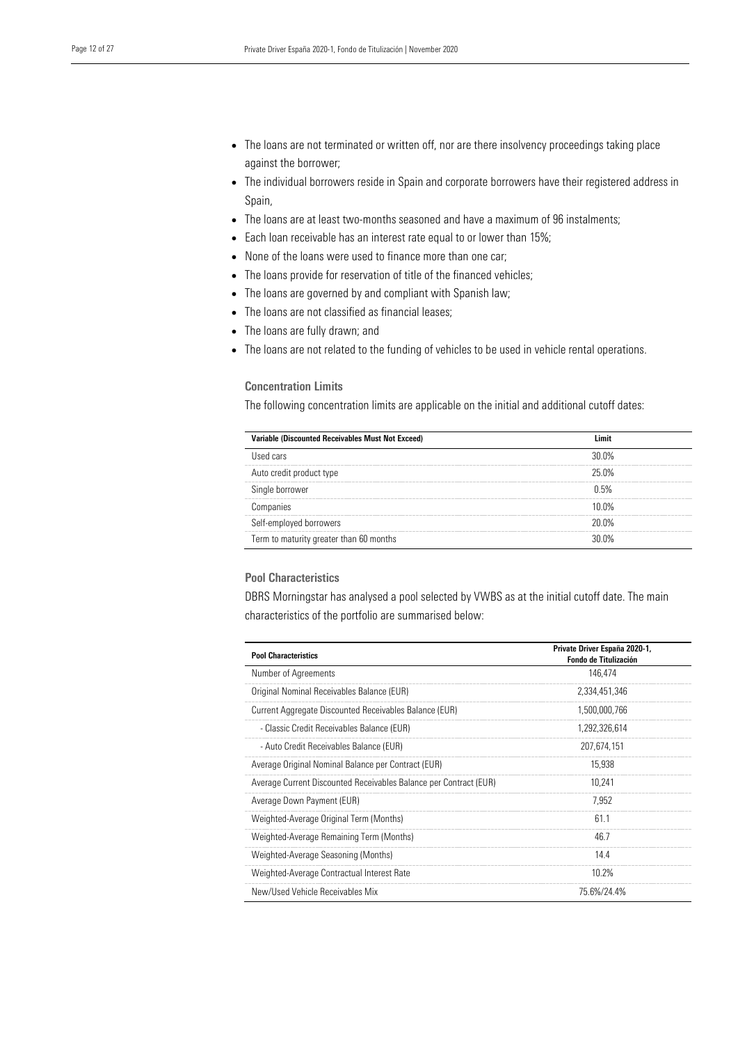- The loans are not terminated or written off, nor are there insolvency proceedings taking place against the borrower;
- The individual borrowers reside in Spain and corporate borrowers have their registered address in Spain,
- The loans are at least two-months seasoned and have a maximum of 96 instalments;
- Each loan receivable has an interest rate equal to or lower than 15%;
- None of the loans were used to finance more than one car;
- The loans provide for reservation of title of the financed vehicles;
- The loans are governed by and compliant with Spanish law;
- The loans are not classified as financial leases;
- The loans are fully drawn; and
- The loans are not related to the funding of vehicles to be used in vehicle rental operations.

### Concentration Limits

The following concentration limits are applicable on the initial and additional cutoff dates:

| Variable (Discounted Receivables Must Not Exceed) | Limit |
|---|---|
| Used cars | 30.0% |
| Auto credit product type | 25.0% |
| Single borrower | 0.5% |
| Companies | 10.0% |
| Self-employed borrowers | 20.0% |
| Term to maturity greater than 60 months | 30.0% |

### Pool Characteristics

DBRS Morningstar has analysed a pool selected by VWBS as at the initial cutoff date. The main characteristics of the portfolio are summarised below:

| Pool Characteristics | Private Driver España 2020-1, Fondo de Titulización |
|---|---|
| Number of Agreements | 146,474 |
| Original Nominal Receivables Balance (EUR) | 2,334,451,346 |
| Current Aggregate Discounted Receivables Balance (EUR) | 1,500,000,766 |
| - Classic Credit Receivables Balance (EUR) | 1,292,326,614 |
| - Auto Credit Receivables Balance (EUR) | 207,674,151 |
| Average Original Nominal Balance per Contract (EUR) | 15,938 |
| Average Current Discounted Receivables Balance per Contract (EUR) | 10,241 |
| Average Down Payment (EUR) | 7,952 |
| Weighted-Average Original Term (Months) | 61.1 |
| Weighted-Average Remaining Term (Months) | 46.7 |
| Weighted-Average Seasoning (Months) | 14.4 |
| Weighted-Average Contractual Interest Rate | 10.2% |
| New/Used Vehicle Receivables Mix | 75.6%/24.4% |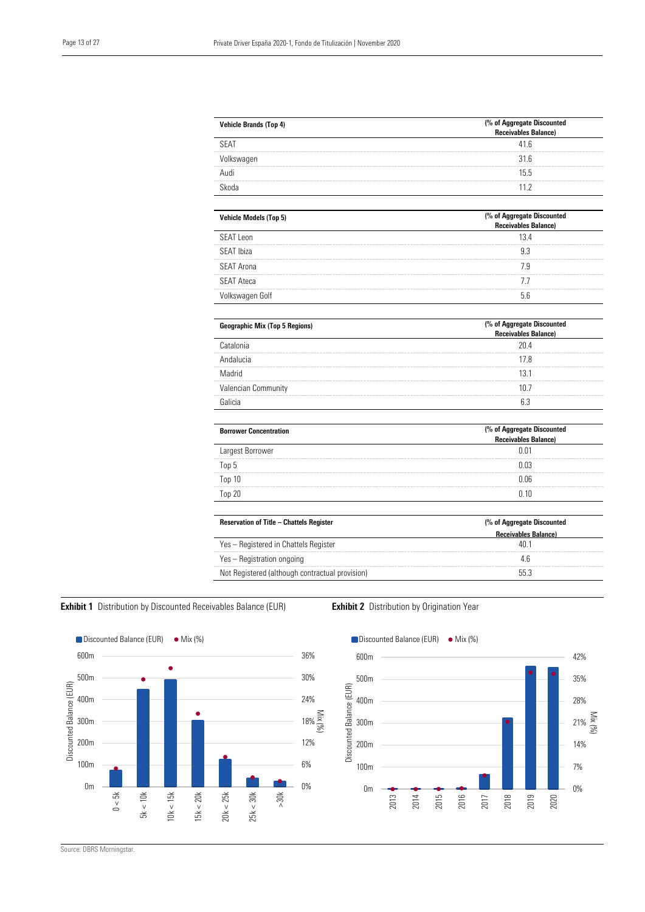| Vehicle Brands (Top 4) | (% of Aggregate Discounted Receivables Balance) |
|---|---|
| SEAT | 41.6 |
| Volkswagen | 31.6 |
| Audi | 15.5 |
| Skoda | 11.2 |

| Vehicle Models (Top 5) | (% of Aggregate Discounted Receivables Balance) |
|---|---|
| SEAT Leon | 13.4 |
| SEAT Ibiza | 9.3 |
| SEAT Arona | 7.9 |
| SEAT Ateca | 7.7 |
| Volkswagen Golf | 5.6 |

| Geographic Mix (Top 5 Regions) | (% of Aggregate Discounted Receivables Balance) |
|---|---|
| Catalonia | 20.4 |
| Andalucia | 17.8 |
| Madrid | 13.1 |
| Valencian Community | 10.7 |
| Galicia | 6.3 |

| Borrower Concentration | (% of Aggregate Discounted Receivables Balance) |
|---|---|
| Largest Borrower | 0.01 |
| Top 5 | 0.03 |
| Top 10 | 0.06 |
| Top 20 | 0.10 |

| Reservation of Title – Chattels Register | (% of Aggregate Discounted Receivables Balance) |
|---|---|
| Yes – Registered in Chattels Register | 40.1 |
| Yes – Registration ongoing | 4.6 |
| Not Registered (although contractual provision) | 55.3 |

**Exhibit 1** Distribution by Discounted Receivables Balance (EUR)

**Exhibit 2** Distribution by Origination Year

Source: DBRS Morningstar.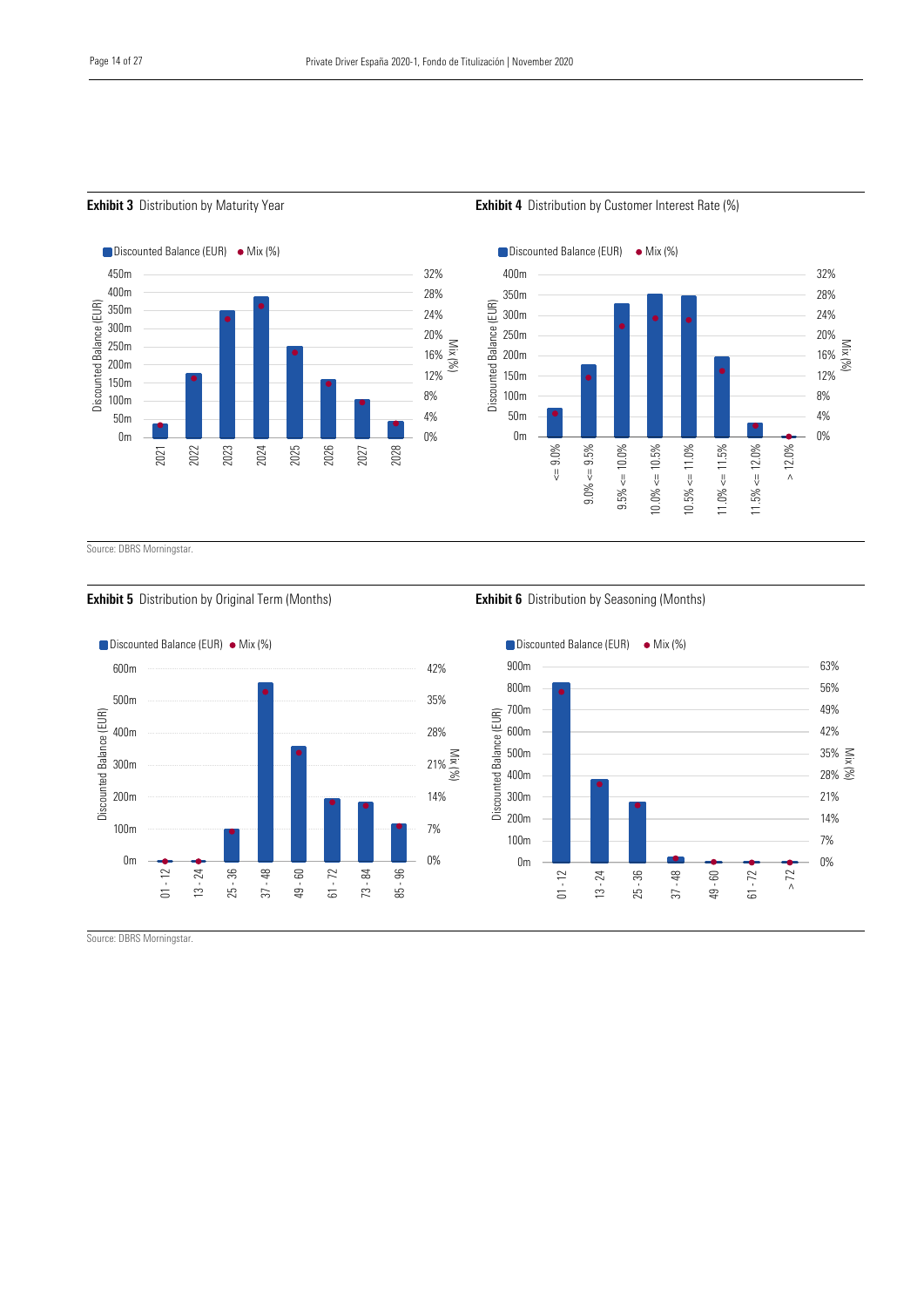**Exhibit 3** Distribution by Maturity Year

Discounted Balance (EUR) ● Mix (%)

Source: DBRS Morningstar.

**Exhibit 4** Distribution by Customer Interest Rate (%)

Discounted Balance (EUR) ● Mix (%)

**Exhibit 5** Distribution by Original Term (Months)

Discounted Balance (EUR) ● Mix (%)

Source: DBRS Morningstar.

**Exhibit 6** Distribution by Seasoning (Months)

Discounted Balance (EUR) ● Mix (%)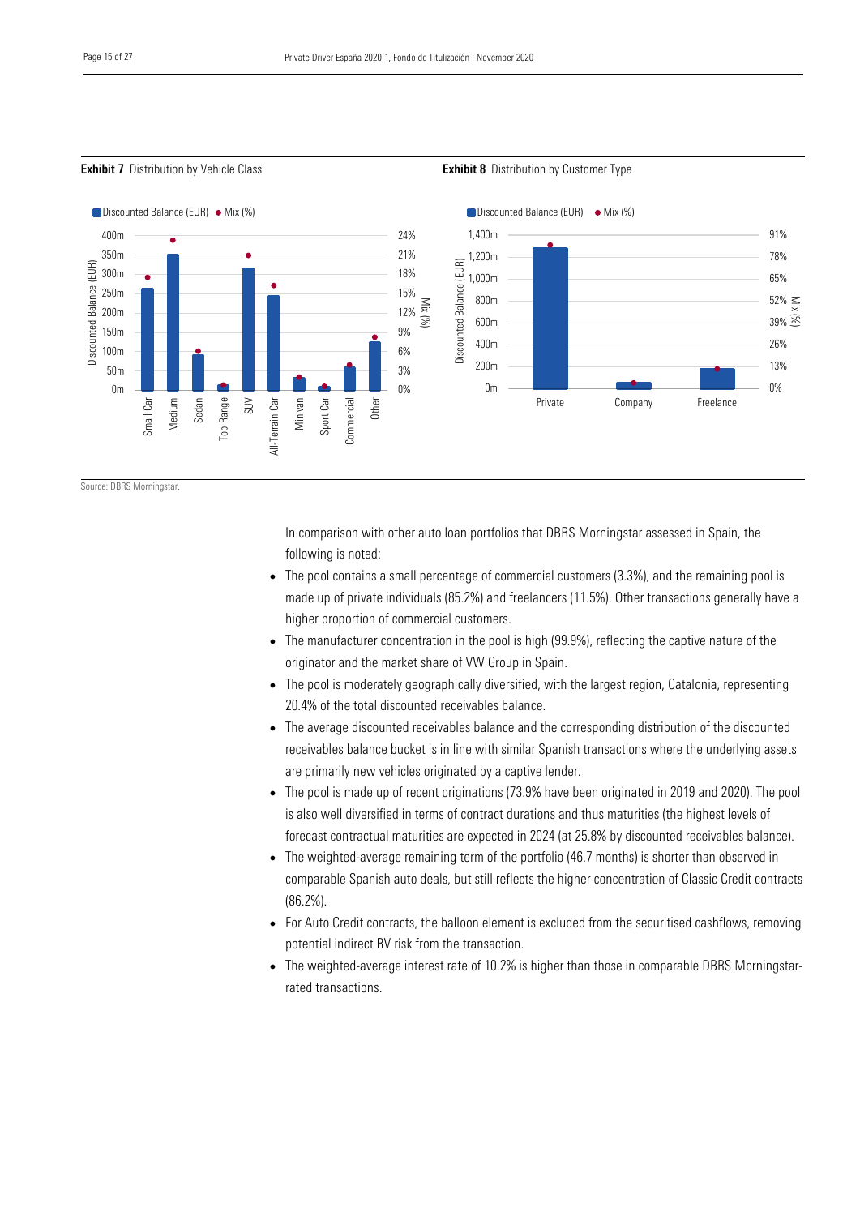**Exhibit 7** Distribution by Vehicle Class

**Exhibit 8** Distribution by Customer Type

Source: DBRS Morningstar.

In comparison with other auto loan portfolios that DBRS Morningstar assessed in Spain, the following is noted:

- The pool contains a small percentage of commercial customers (3.3%), and the remaining pool is made up of private individuals (85.2%) and freelancers (11.5%). Other transactions generally have a higher proportion of commercial customers.
- The manufacturer concentration in the pool is high (99.9%), reflecting the captive nature of the originator and the market share of VW Group in Spain.
- The pool is moderately geographically diversified, with the largest region, Catalonia, representing 20.4% of the total discounted receivables balance.
- The average discounted receivables balance and the corresponding distribution of the discounted receivables balance bucket is in line with similar Spanish transactions where the underlying assets are primarily new vehicles originated by a captive lender.
- The pool is made up of recent originations (73.9% have been originated in 2019 and 2020). The pool is also well diversified in terms of contract durations and thus maturities (the highest levels of forecast contractual maturities are expected in 2024 (at 25.8% by discounted receivables balance).
- The weighted-average remaining term of the portfolio (46.7 months) is shorter than observed in comparable Spanish auto deals, but still reflects the higher concentration of Classic Credit contracts (86.2%).
- For Auto Credit contracts, the balloon element is excluded from the securitised cashflows, removing potential indirect RV risk from the transaction.
- The weighted-average interest rate of 10.2% is higher than those in comparable DBRS Morningstar-rated transactions.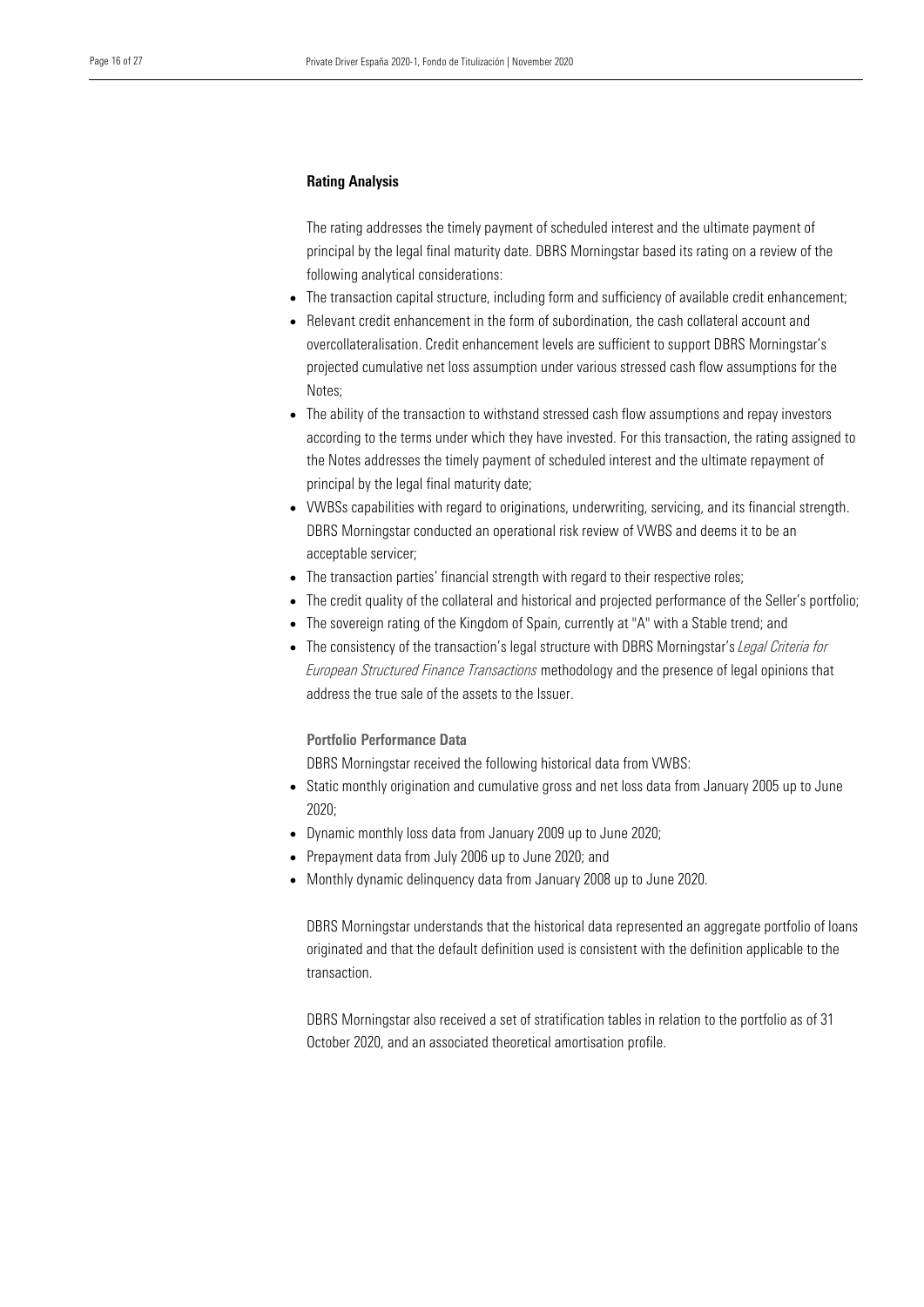## Rating Analysis

The rating addresses the timely payment of scheduled interest and the ultimate payment of principal by the legal final maturity date. DBRS Morningstar based its rating on a review of the following analytical considerations:

- The transaction capital structure, including form and sufficiency of available credit enhancement;
- Relevant credit enhancement in the form of subordination, the cash collateral account and overcollateralisation. Credit enhancement levels are sufficient to support DBRS Morningstar's projected cumulative net loss assumption under various stressed cash flow assumptions for the Notes;
- The ability of the transaction to withstand stressed cash flow assumptions and repay investors according to the terms under which they have invested. For this transaction, the rating assigned to the Notes addresses the timely payment of scheduled interest and the ultimate repayment of principal by the legal final maturity date;
- VWBSs capabilities with regard to originations, underwriting, servicing, and its financial strength. DBRS Morningstar conducted an operational risk review of VWBS and deems it to be an acceptable servicer;
- The transaction parties' financial strength with regard to their respective roles;
- The credit quality of the collateral and historical and projected performance of the Seller's portfolio;
- The sovereign rating of the Kingdom of Spain, currently at "A" with a Stable trend; and
- The consistency of the transaction's legal structure with DBRS Morningstar's *Legal Criteria for European Structured Finance Transactions* methodology and the presence of legal opinions that address the true sale of the assets to the Issuer.

### Portfolio Performance Data

DBRS Morningstar received the following historical data from VWBS:

- Static monthly origination and cumulative gross and net loss data from January 2005 up to June 2020;
- Dynamic monthly loss data from January 2009 up to June 2020;
- Prepayment data from July 2006 up to June 2020; and
- Monthly dynamic delinquency data from January 2008 up to June 2020.

DBRS Morningstar understands that the historical data represented an aggregate portfolio of loans originated and that the default definition used is consistent with the definition applicable to the transaction.

DBRS Morningstar also received a set of stratification tables in relation to the portfolio as of 31 October 2020, and an associated theoretical amortisation profile.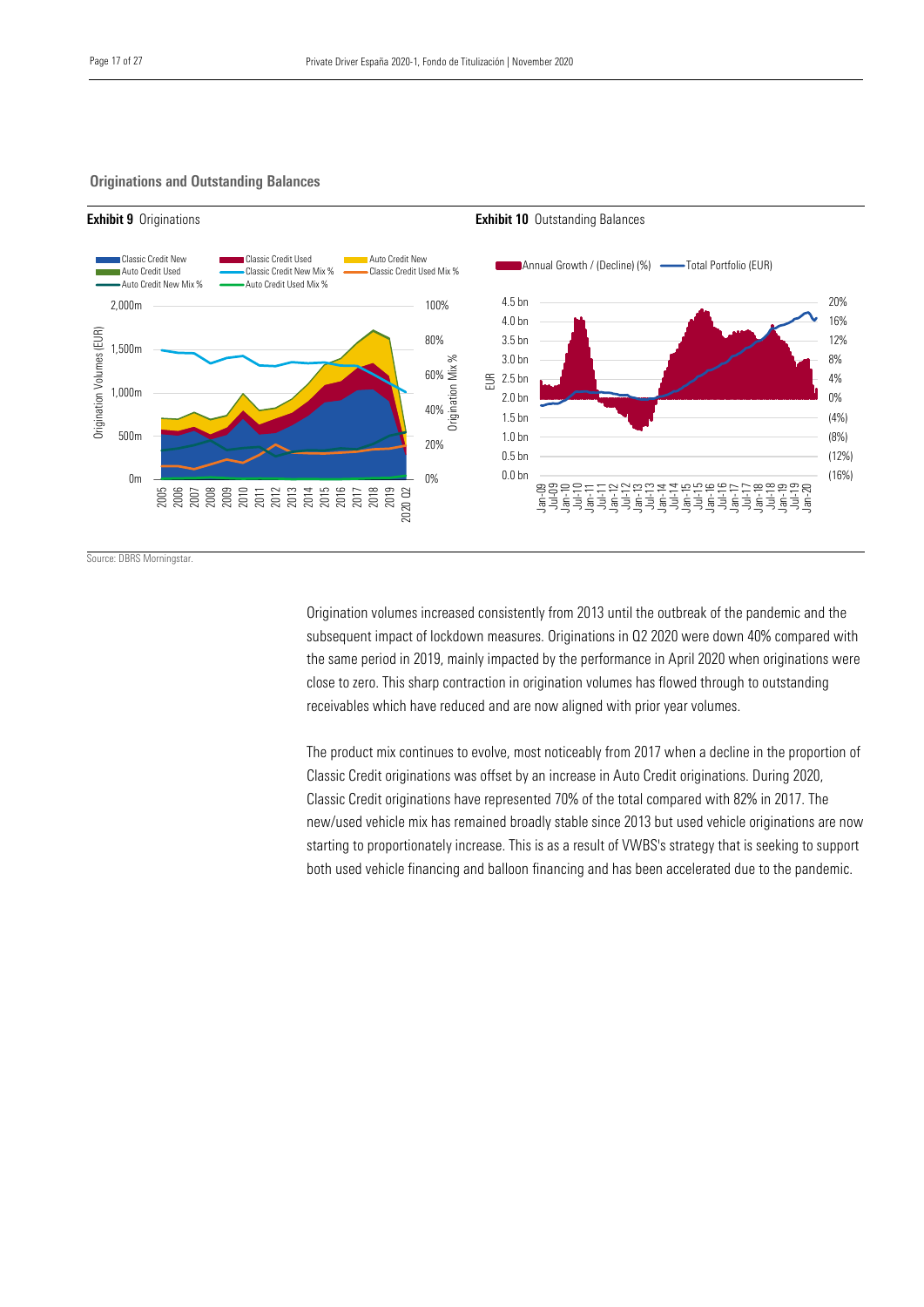## Originations and Outstanding Balances

**Exhibit 9** Originations

**Exhibit 10** Outstanding Balances

Source: DBRS Morningstar.

Origination volumes increased consistently from 2013 until the outbreak of the pandemic and the subsequent impact of lockdown measures. Originations in Q2 2020 were down 40% compared with the same period in 2019, mainly impacted by the performance in April 2020 when originations were close to zero. This sharp contraction in origination volumes has flowed through to outstanding receivables which have reduced and are now aligned with prior year volumes.

The product mix continues to evolve, most noticeably from 2017 when a decline in the proportion of Classic Credit originations was offset by an increase in Auto Credit originations. During 2020, Classic Credit originations have represented 70% of the total compared with 82% in 2017. The new/used vehicle mix has remained broadly stable since 2013 but used vehicle originations are now starting to proportionately increase. This is as a result of VWBS's strategy that is seeking to support both used vehicle financing and balloon financing and has been accelerated due to the pandemic.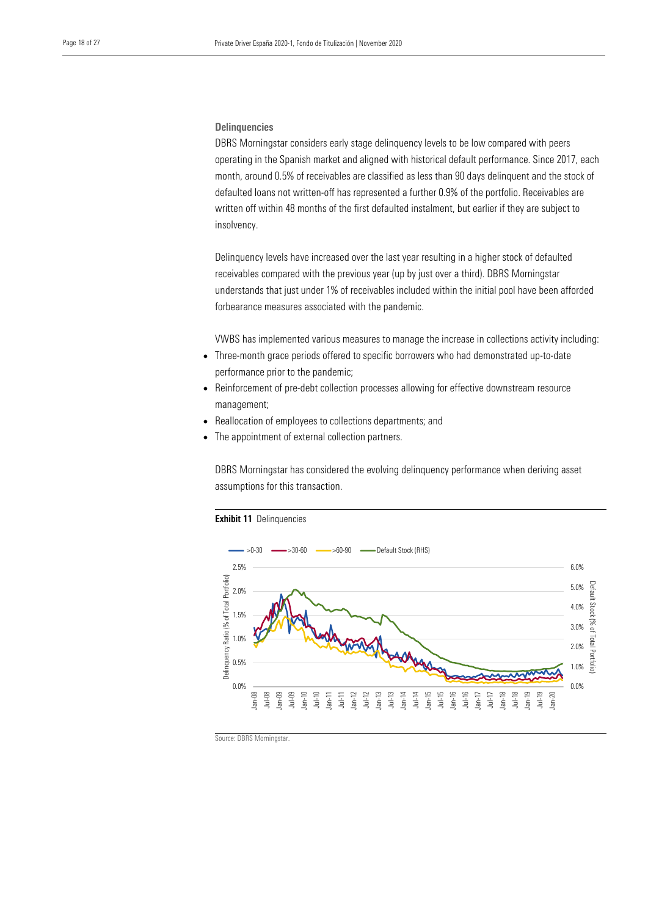### Delinquencies

DBRS Morningstar considers early stage delinquency levels to be low compared with peers operating in the Spanish market and aligned with historical default performance. Since 2017, each month, around 0.5% of receivables are classified as less than 90 days delinquent and the stock of defaulted loans not written-off has represented a further 0.9% of the portfolio. Receivables are written off within 48 months of the first defaulted instalment, but earlier if they are subject to insolvency.

Delinquency levels have increased over the last year resulting in a higher stock of defaulted receivables compared with the previous year (up by just over a third). DBRS Morningstar understands that just under 1% of receivables included within the initial pool have been afforded forbearance measures associated with the pandemic.

VWBS has implemented various measures to manage the increase in collections activity including:

- Three-month grace periods offered to specific borrowers who had demonstrated up-to-date performance prior to the pandemic;
- Reinforcement of pre-debt collection processes allowing for effective downstream resource management;
- Reallocation of employees to collections departments; and
- The appointment of external collection partners.

DBRS Morningstar has considered the evolving delinquency performance when deriving asset assumptions for this transaction.

**Exhibit 11** Delinquencies

Source: DBRS Morningstar.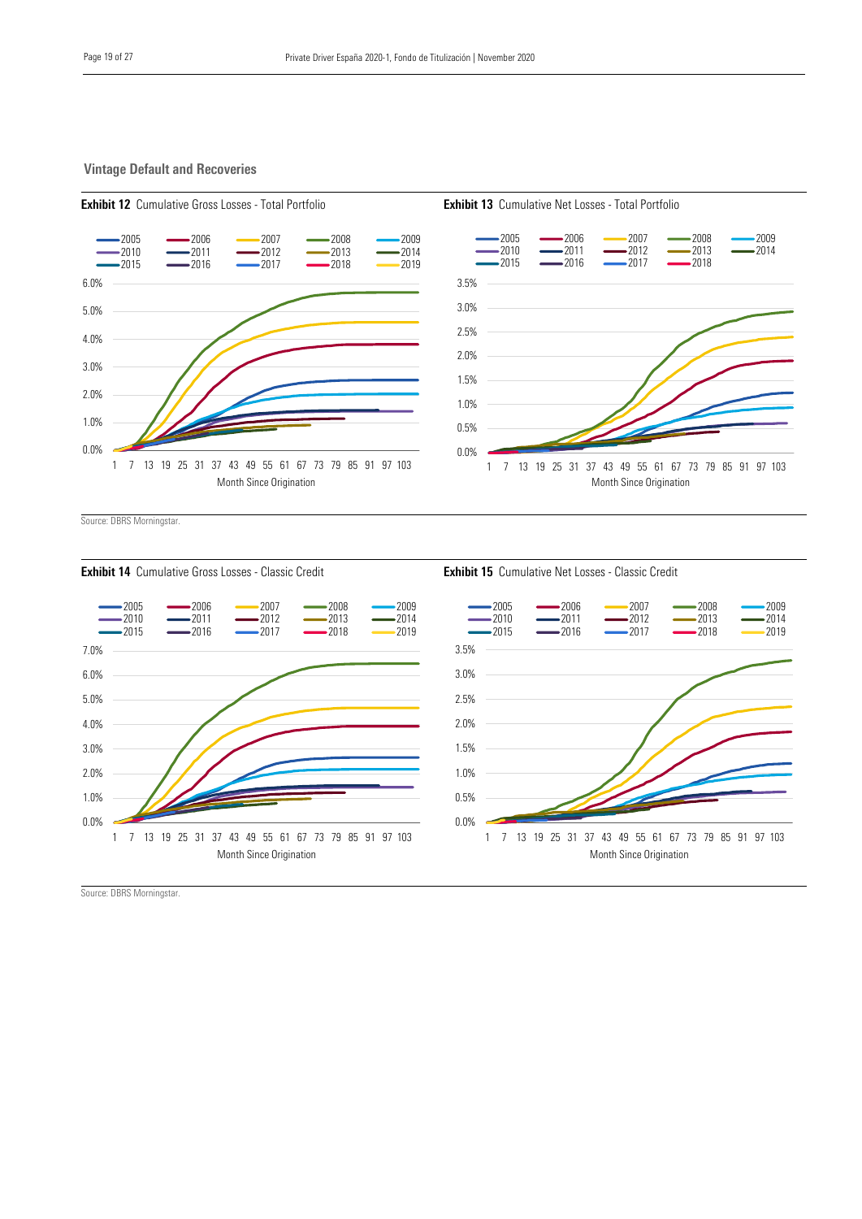## Vintage Default and Recoveries

**Exhibit 12** Cumulative Gross Losses - Total Portfolio

**Exhibit 13** Cumulative Net Losses - Total Portfolio

Source: DBRS Morningstar.

**Exhibit 14** Cumulative Gross Losses - Classic Credit

**Exhibit 15** Cumulative Net Losses - Classic Credit

Source: DBRS Morningstar.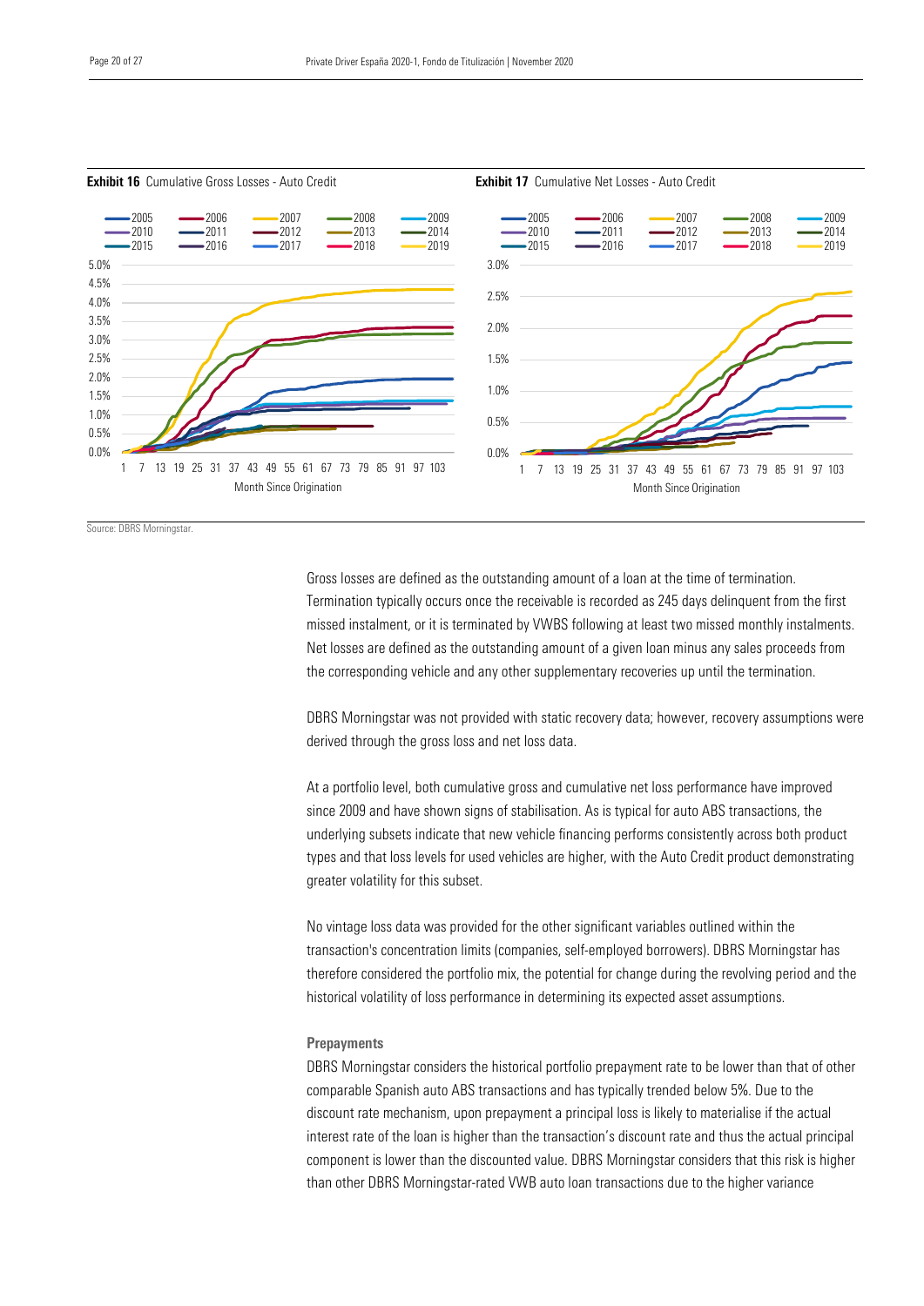**Exhibit 16** Cumulative Gross Losses - Auto Credit

**Exhibit 17** Cumulative Net Losses - Auto Credit

Source: DBRS Morningstar.

Gross losses are defined as the outstanding amount of a loan at the time of termination. Termination typically occurs once the receivable is recorded as 245 days delinquent from the first missed instalment, or it is terminated by VWBS following at least two missed monthly instalments. Net losses are defined as the outstanding amount of a given loan minus any sales proceeds from the corresponding vehicle and any other supplementary recoveries up until the termination.

DBRS Morningstar was not provided with static recovery data; however, recovery assumptions were derived through the gross loss and net loss data.

At a portfolio level, both cumulative gross and cumulative net loss performance have improved since 2009 and have shown signs of stabilisation. As is typical for auto ABS transactions, the underlying subsets indicate that new vehicle financing performs consistently across both product types and that loss levels for used vehicles are higher, with the Auto Credit product demonstrating greater volatility for this subset.

No vintage loss data was provided for the other significant variables outlined within the transaction's concentration limits (companies, self-employed borrowers). DBRS Morningstar has therefore considered the portfolio mix, the potential for change during the revolving period and the historical volatility of loss performance in determining its expected asset assumptions.

#### Prepayments

DBRS Morningstar considers the historical portfolio prepayment rate to be lower than that of other comparable Spanish auto ABS transactions and has typically trended below 5%. Due to the discount rate mechanism, upon prepayment a principal loss is likely to materialise if the actual interest rate of the loan is higher than the transaction's discount rate and thus the actual principal component is lower than the discounted value. DBRS Morningstar considers that this risk is higher than other DBRS Morningstar-rated VWB auto loan transactions due to the higher variance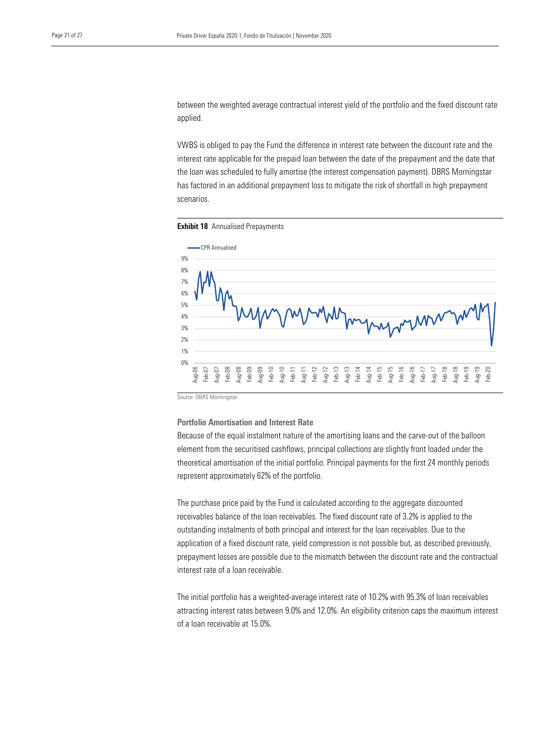between the weighted average contractual interest yield of the portfolio and the fixed discount rate applied.

VWBS is obliged to pay the Fund the difference in interest rate between the discount rate and the interest rate applicable for the prepaid loan between the date of the prepayment and the date that the loan was scheduled to fully amortise (the interest compensation payment). DBRS Morningstar has factored in an additional prepayment loss to mitigate the risk of shortfall in high prepayment scenarios.

**Exhibit 18** Annualised Prepayments

Source: DBRS Morningstar.

### Portfolio Amortisation and Interest Rate

Because of the equal instalment nature of the amortising loans and the carve-out of the balloon element from the securitised cashflows, principal collections are slightly front loaded under the theoretical amortisation of the initial portfolio. Principal payments for the first 24 monthly periods represent approximately 62% of the portfolio.

The purchase price paid by the Fund is calculated according to the aggregate discounted receivables balance of the loan receivables. The fixed discount rate of 3.2% is applied to the outstanding instalments of both principal and interest for the loan receivables. Due to the application of a fixed discount rate, yield compression is not possible but, as described previously, prepayment losses are possible due to the mismatch between the discount rate and the contractual interest rate of a loan receivable.

The initial portfolio has a weighted-average interest rate of 10.2% with 95.3% of loan receivables attracting interest rates between 9.0% and 12.0%. An eligibility criterion caps the maximum interest of a loan receivable at 15.0%.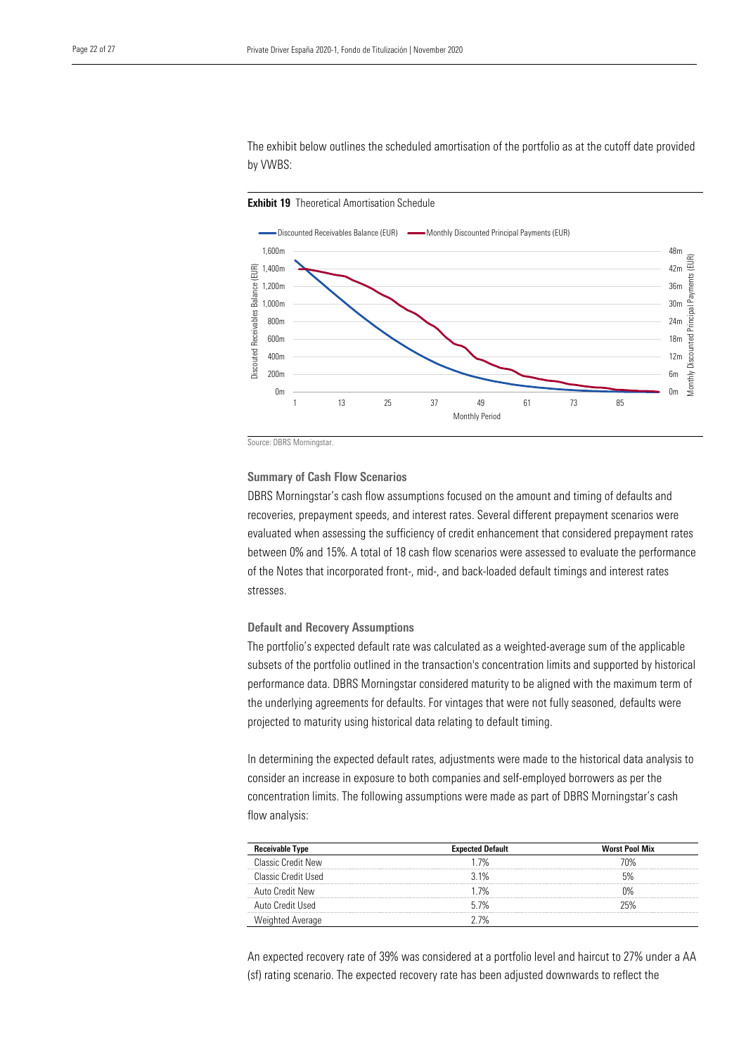The exhibit below outlines the scheduled amortisation of the portfolio as at the cutoff date provided by VWBS:

**Exhibit 19** Theoretical Amortisation Schedule

Source: DBRS Morningstar.

### Summary of Cash Flow Scenarios

DBRS Morningstar's cash flow assumptions focused on the amount and timing of defaults and recoveries, prepayment speeds, and interest rates. Several different prepayment scenarios were evaluated when assessing the sufficiency of credit enhancement that considered prepayment rates between 0% and 15%. A total of 18 cash flow scenarios were assessed to evaluate the performance of the Notes that incorporated front-, mid-, and back-loaded default timings and interest rates stresses.

### Default and Recovery Assumptions

The portfolio's expected default rate was calculated as a weighted-average sum of the applicable subsets of the portfolio outlined in the transaction's concentration limits and supported by historical performance data. DBRS Morningstar considered maturity to be aligned with the maximum term of the underlying agreements for defaults. For vintages that were not fully seasoned, defaults were projected to maturity using historical data relating to default timing.

In determining the expected default rates, adjustments were made to the historical data analysis to consider an increase in exposure to both companies and self-employed borrowers as per the concentration limits. The following assumptions were made as part of DBRS Morningstar's cash flow analysis:

| Receivable Type | Expected Default | Worst Pool Mix |
|---|---|---|
| Classic Credit New | 1.7% | 70% |
| Classic Credit Used | 3.1% | 5% |
| Auto Credit New | 1.7% | 0% |
| Auto Credit Used | 5.7% | 25% |
| Weighted Average | 2.7% | |

An expected recovery rate of 39% was considered at a portfolio level and haircut to 27% under a AA (sf) rating scenario. The expected recovery rate has been adjusted downwards to reflect the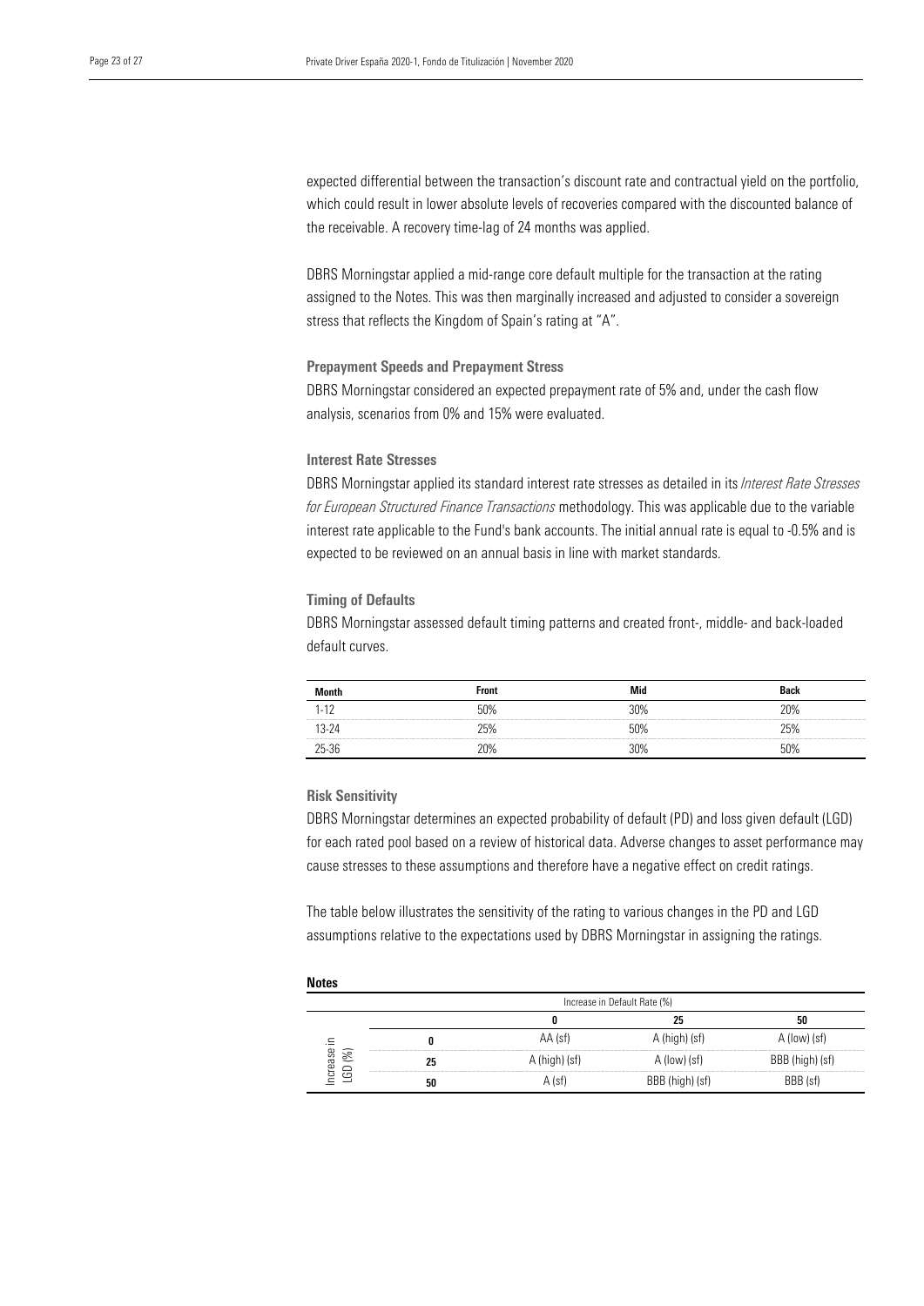expected differential between the transaction's discount rate and contractual yield on the portfolio, which could result in lower absolute levels of recoveries compared with the discounted balance of the receivable. A recovery time-lag of 24 months was applied.

DBRS Morningstar applied a mid-range core default multiple for the transaction at the rating assigned to the Notes. This was then marginally increased and adjusted to consider a sovereign stress that reflects the Kingdom of Spain's rating at "A".

### Prepayment Speeds and Prepayment Stress

DBRS Morningstar considered an expected prepayment rate of 5% and, under the cash flow analysis, scenarios from 0% and 15% were evaluated.

### Interest Rate Stresses

DBRS Morningstar applied its standard interest rate stresses as detailed in its *Interest Rate Stresses for European Structured Finance Transactions* methodology. This was applicable due to the variable interest rate applicable to the Fund's bank accounts. The initial annual rate is equal to -0.5% and is expected to be reviewed on an annual basis in line with market standards.

### Timing of Defaults

DBRS Morningstar assessed default timing patterns and created front-, middle- and back-loaded default curves.

| Month | Front | Mid | Back |
|---|---|---|---|
| 1-12 | 50% | 30% | 20% |
| 13-24 | 25% | 50% | 25% |
| 25-36 | 20% | 30% | 50% |

### Risk Sensitivity

DBRS Morningstar determines an expected probability of default (PD) and loss given default (LGD) for each rated pool based on a review of historical data. Adverse changes to asset performance may cause stresses to these assumptions and therefore have a negative effect on credit ratings.

The table below illustrates the sensitivity of the rating to various changes in the PD and LGD assumptions relative to the expectations used by DBRS Morningstar in assigning the ratings.

**Notes**

| | | Increase in Default Rate (%) | | |
|---|---|---|---|---|
| | | **0** | **25** | **50** |
| Increase in LGD (%) | **0** | AA (sf) | A (high) (sf) | A (low) (sf) |
| | **25** | A (high) (sf) | A (low) (sf) | BBB (high) (sf) |
| | **50** | A (sf) | BBB (high) (sf) | BBB (sf) |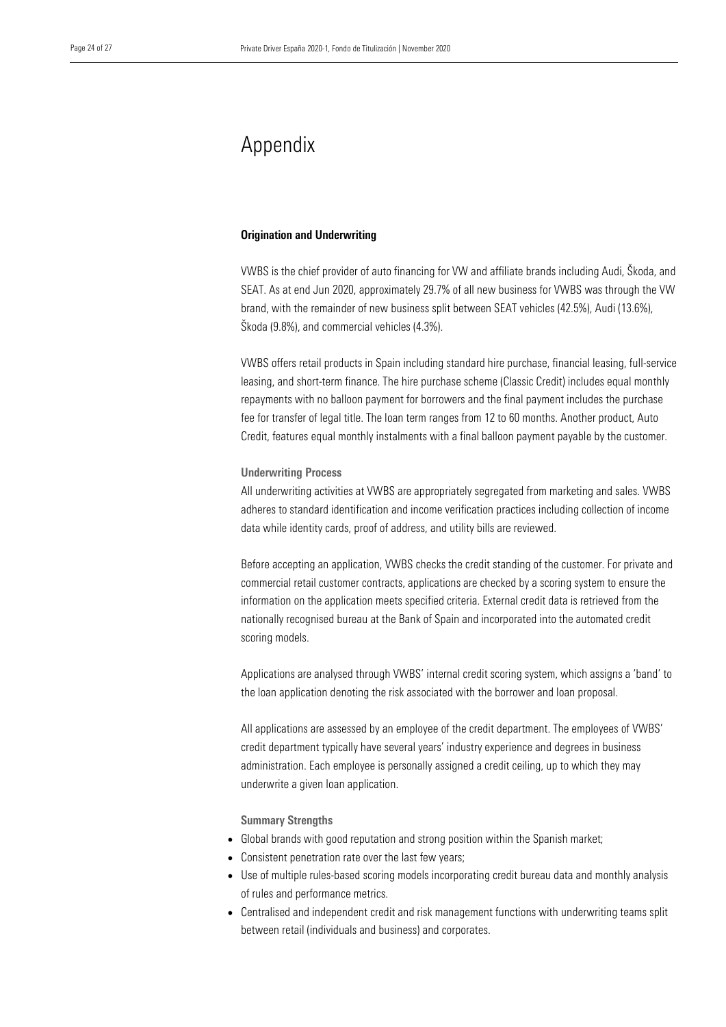# Appendix

## Origination and Underwriting

VWBS is the chief provider of auto financing for VW and affiliate brands including Audi, Škoda, and SEAT. As at end Jun 2020, approximately 29.7% of all new business for VWBS was through the VW brand, with the remainder of new business split between SEAT vehicles (42.5%), Audi (13.6%), Škoda (9.8%), and commercial vehicles (4.3%).

VWBS offers retail products in Spain including standard hire purchase, financial leasing, full-service leasing, and short-term finance. The hire purchase scheme (Classic Credit) includes equal monthly repayments with no balloon payment for borrowers and the final payment includes the purchase fee for transfer of legal title. The loan term ranges from 12 to 60 months. Another product, Auto Credit, features equal monthly instalments with a final balloon payment payable by the customer.

### Underwriting Process

All underwriting activities at VWBS are appropriately segregated from marketing and sales. VWBS adheres to standard identification and income verification practices including collection of income data while identity cards, proof of address, and utility bills are reviewed.

Before accepting an application, VWBS checks the credit standing of the customer. For private and commercial retail customer contracts, applications are checked by a scoring system to ensure the information on the application meets specified criteria. External credit data is retrieved from the nationally recognised bureau at the Bank of Spain and incorporated into the automated credit scoring models.

Applications are analysed through VWBS' internal credit scoring system, which assigns a 'band' to the loan application denoting the risk associated with the borrower and loan proposal.

All applications are assessed by an employee of the credit department. The employees of VWBS' credit department typically have several years' industry experience and degrees in business administration. Each employee is personally assigned a credit ceiling, up to which they may underwrite a given loan application.

### Summary Strengths

- Global brands with good reputation and strong position within the Spanish market;
- Consistent penetration rate over the last few years;
- Use of multiple rules-based scoring models incorporating credit bureau data and monthly analysis of rules and performance metrics.
- Centralised and independent credit and risk management functions with underwriting teams split between retail (individuals and business) and corporates.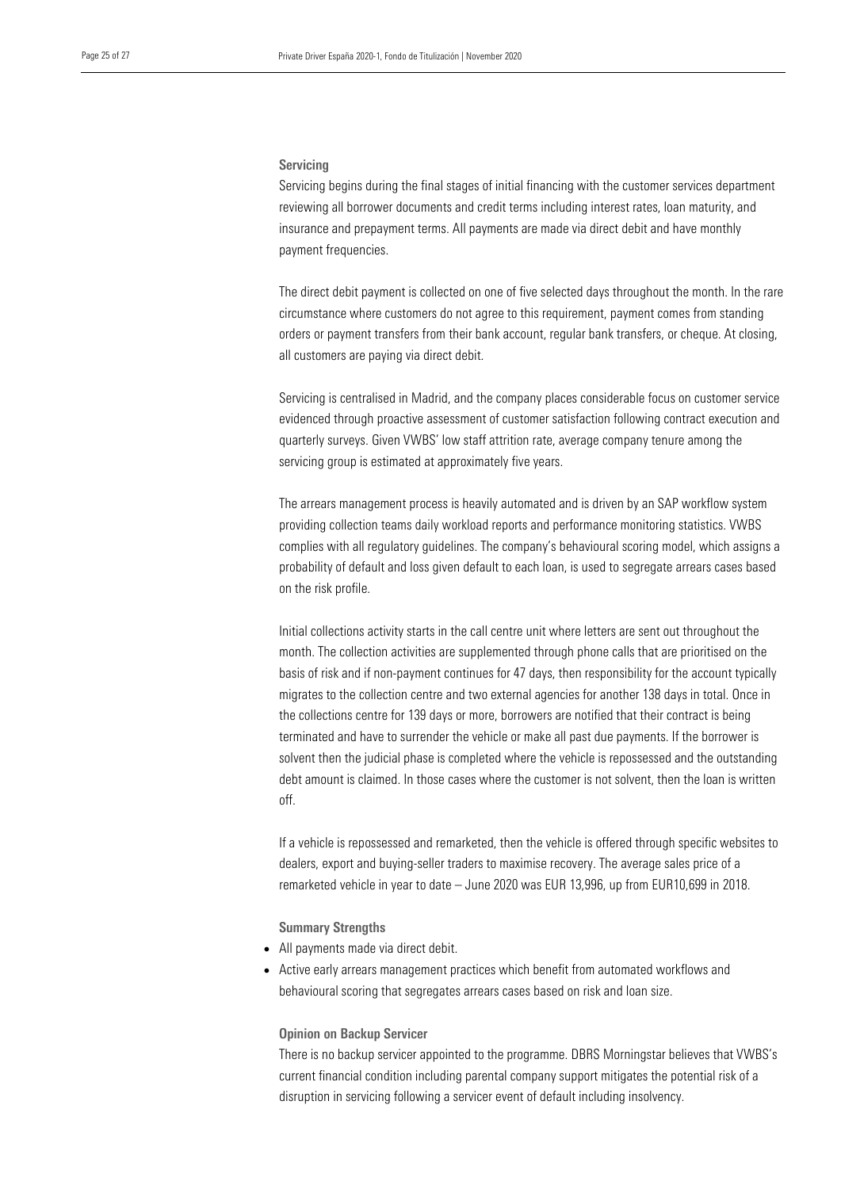### Servicing

Servicing begins during the final stages of initial financing with the customer services department reviewing all borrower documents and credit terms including interest rates, loan maturity, and insurance and prepayment terms. All payments are made via direct debit and have monthly payment frequencies.

The direct debit payment is collected on one of five selected days throughout the month. In the rare circumstance where customers do not agree to this requirement, payment comes from standing orders or payment transfers from their bank account, regular bank transfers, or cheque. At closing, all customers are paying via direct debit.

Servicing is centralised in Madrid, and the company places considerable focus on customer service evidenced through proactive assessment of customer satisfaction following contract execution and quarterly surveys. Given VWBS' low staff attrition rate, average company tenure among the servicing group is estimated at approximately five years.

The arrears management process is heavily automated and is driven by an SAP workflow system providing collection teams daily workload reports and performance monitoring statistics. VWBS complies with all regulatory guidelines. The company's behavioural scoring model, which assigns a probability of default and loss given default to each loan, is used to segregate arrears cases based on the risk profile.

Initial collections activity starts in the call centre unit where letters are sent out throughout the month. The collection activities are supplemented through phone calls that are prioritised on the basis of risk and if non-payment continues for 47 days, then responsibility for the account typically migrates to the collection centre and two external agencies for another 138 days in total. Once in the collections centre for 139 days or more, borrowers are notified that their contract is being terminated and have to surrender the vehicle or make all past due payments. If the borrower is solvent then the judicial phase is completed where the vehicle is repossessed and the outstanding debt amount is claimed. In those cases where the customer is not solvent, then the loan is written off.

If a vehicle is repossessed and remarketed, then the vehicle is offered through specific websites to dealers, export and buying-seller traders to maximise recovery. The average sales price of a remarketed vehicle in year to date – June 2020 was EUR 13,996, up from EUR10,699 in 2018.

#### Summary Strengths

- All payments made via direct debit.
- Active early arrears management practices which benefit from automated workflows and behavioural scoring that segregates arrears cases based on risk and loan size.

#### Opinion on Backup Servicer

There is no backup servicer appointed to the programme. DBRS Morningstar believes that VWBS's current financial condition including parental company support mitigates the potential risk of a disruption in servicing following a servicer event of default including insolvency.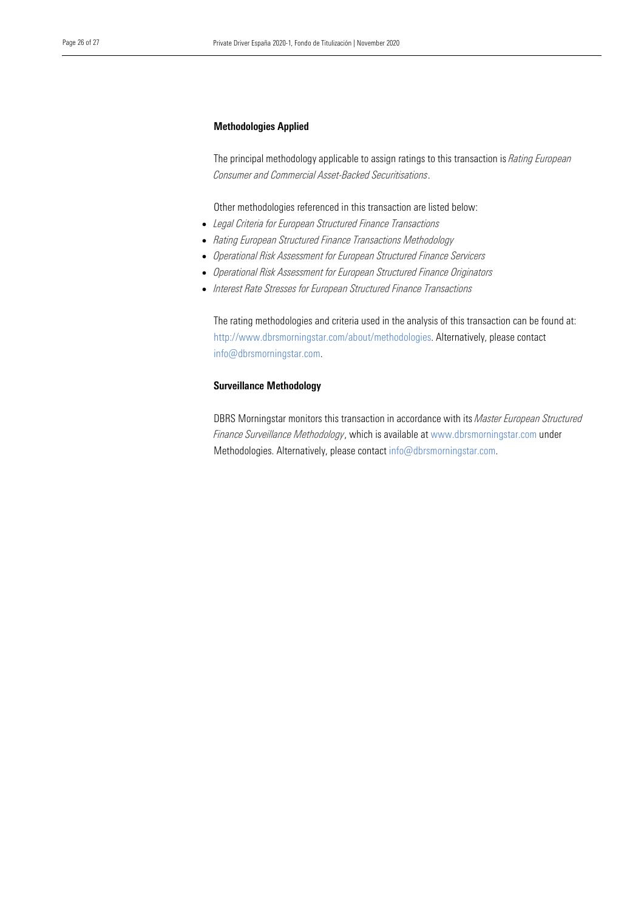## Methodologies Applied

The principal methodology applicable to assign ratings to this transaction is *Rating European Consumer and Commercial Asset-Backed Securitisations*.

Other methodologies referenced in this transaction are listed below:

- *Legal Criteria for European Structured Finance Transactions*
- *Rating European Structured Finance Transactions Methodology*
- *Operational Risk Assessment for European Structured Finance Servicers*
- *Operational Risk Assessment for European Structured Finance Originators*
- *Interest Rate Stresses for European Structured Finance Transactions*

The rating methodologies and criteria used in the analysis of this transaction can be found at: http://www.dbrsmorningstar.com/about/methodologies. Alternatively, please contact info@dbrsmorningstar.com.

## Surveillance Methodology

DBRS Morningstar monitors this transaction in accordance with its *Master European Structured Finance Surveillance Methodology*, which is available at www.dbrsmorningstar.com under Methodologies. Alternatively, please contact info@dbrsmorningstar.com.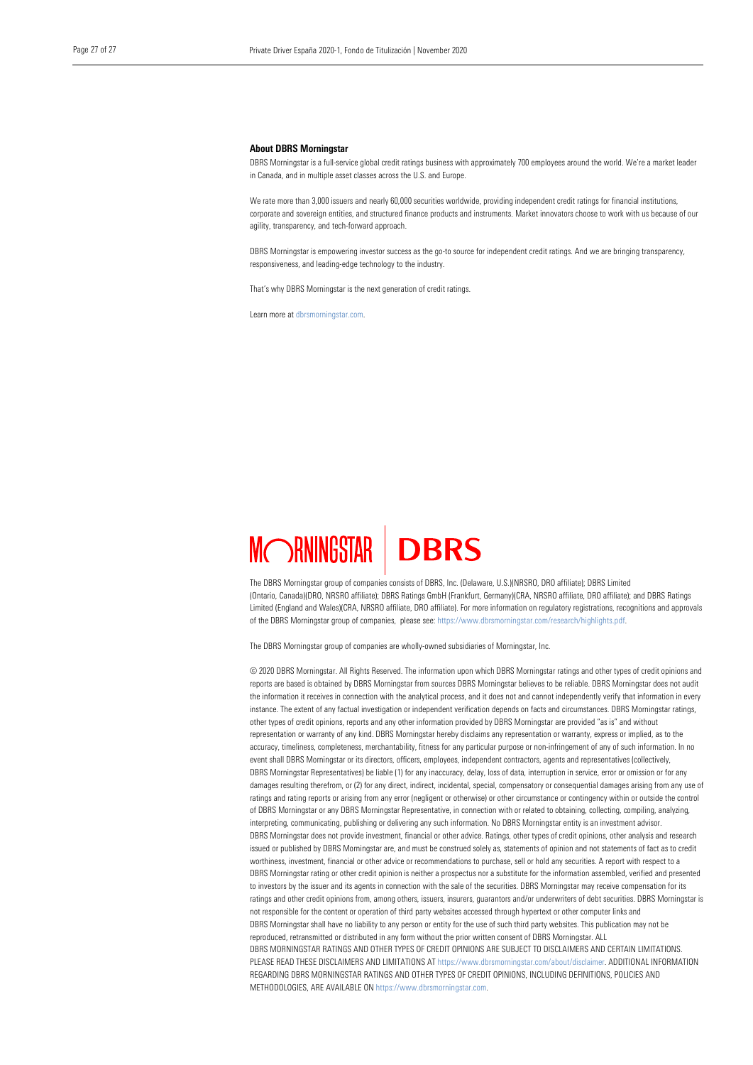## About DBRS Morningstar

DBRS Morningstar is a full-service global credit ratings business with approximately 700 employees around the world. We're a market leader in Canada, and in multiple asset classes across the U.S. and Europe.

We rate more than 3,000 issuers and nearly 60,000 securities worldwide, providing independent credit ratings for financial institutions, corporate and sovereign entities, and structured finance products and instruments. Market innovators choose to work with us because of our agility, transparency, and tech-forward approach.

DBRS Morningstar is empowering investor success as the go-to source for independent credit ratings. And we are bringing transparency, responsiveness, and leading-edge technology to the industry.

That's why DBRS Morningstar is the next generation of credit ratings.

Learn more at dbrsmorningstar.com.

MORNINGSTAR | DBRS

The DBRS Morningstar group of companies consists of DBRS, Inc. (Delaware, U.S.)(NRSRO, DRO affiliate); DBRS Limited (Ontario, Canada)(DRO, NRSRO affiliate); DBRS Ratings GmbH (Frankfurt, Germany)(CRA, NRSRO affiliate, DRO affiliate); and DBRS Ratings Limited (England and Wales)(CRA, NRSRO affiliate, DRO affiliate). For more information on regulatory registrations, recognitions and approvals of the DBRS Morningstar group of companies, please see: https://www.dbrsmorningstar.com/research/highlights.pdf.

The DBRS Morningstar group of companies are wholly-owned subsidiaries of Morningstar, Inc.

© 2020 DBRS Morningstar. All Rights Reserved. The information upon which DBRS Morningstar ratings and other types of credit opinions and reports are based is obtained by DBRS Morningstar from sources DBRS Morningstar believes to be reliable. DBRS Morningstar does not audit the information it receives in connection with the analytical process, and it does not and cannot independently verify that information in every instance. The extent of any factual investigation or independent verification depends on facts and circumstances. DBRS Morningstar ratings, other types of credit opinions, reports and any other information provided by DBRS Morningstar are provided "as is" and without representation or warranty of any kind. DBRS Morningstar hereby disclaims any representation or warranty, express or implied, as to the accuracy, timeliness, completeness, merchantability, fitness for any particular purpose or non-infringement of any of such information. In no event shall DBRS Morningstar or its directors, officers, employees, independent contractors, agents and representatives (collectively, DBRS Morningstar Representatives) be liable (1) for any inaccuracy, delay, loss of data, interruption in service, error or omission or for any damages resulting therefrom, or (2) for any direct, indirect, incidental, special, compensatory or consequential damages arising from any use of ratings and rating reports or arising from any error (negligent or otherwise) or other circumstance or contingency within or outside the control of DBRS Morningstar or any DBRS Morningstar Representative, in connection with or related to obtaining, collecting, compiling, analyzing, interpreting, communicating, publishing or delivering any such information. No DBRS Morningstar entity is an investment advisor. DBRS Morningstar does not provide investment, financial or other advice. Ratings, other types of credit opinions, other analysis and research issued or published by DBRS Morningstar are, and must be construed solely as, statements of opinion and not statements of fact as to credit worthiness, investment, financial or other advice or recommendations to purchase, sell or hold any securities. A report with respect to a DBRS Morningstar rating or other credit opinion is neither a prospectus nor a substitute for the information assembled, verified and presented to investors by the issuer and its agents in connection with the sale of the securities. DBRS Morningstar may receive compensation for its ratings and other credit opinions from, among others, issuers, insurers, guarantors and/or underwriters of debt securities. DBRS Morningstar is not responsible for the content or operation of third party websites accessed through hypertext or other computer links and DBRS Morningstar shall have no liability to any person or entity for the use of such third party websites. This publication may not be reproduced, retransmitted or distributed in any form without the prior written consent of DBRS Morningstar. ALL DBRS MORNINGSTAR RATINGS AND OTHER TYPES OF CREDIT OPINIONS ARE SUBJECT TO DISCLAIMERS AND CERTAIN LIMITATIONS. PLEASE READ THESE DISCLAIMERS AND LIMITATIONS AT https://www.dbrsmorningstar.com/about/disclaimer. ADDITIONAL INFORMATION REGARDING DBRS MORNINGSTAR RATINGS AND OTHER TYPES OF CREDIT OPINIONS, INCLUDING DEFINITIONS, POLICIES AND METHODOLOGIES, ARE AVAILABLE ON https://www.dbrsmorningstar.com.